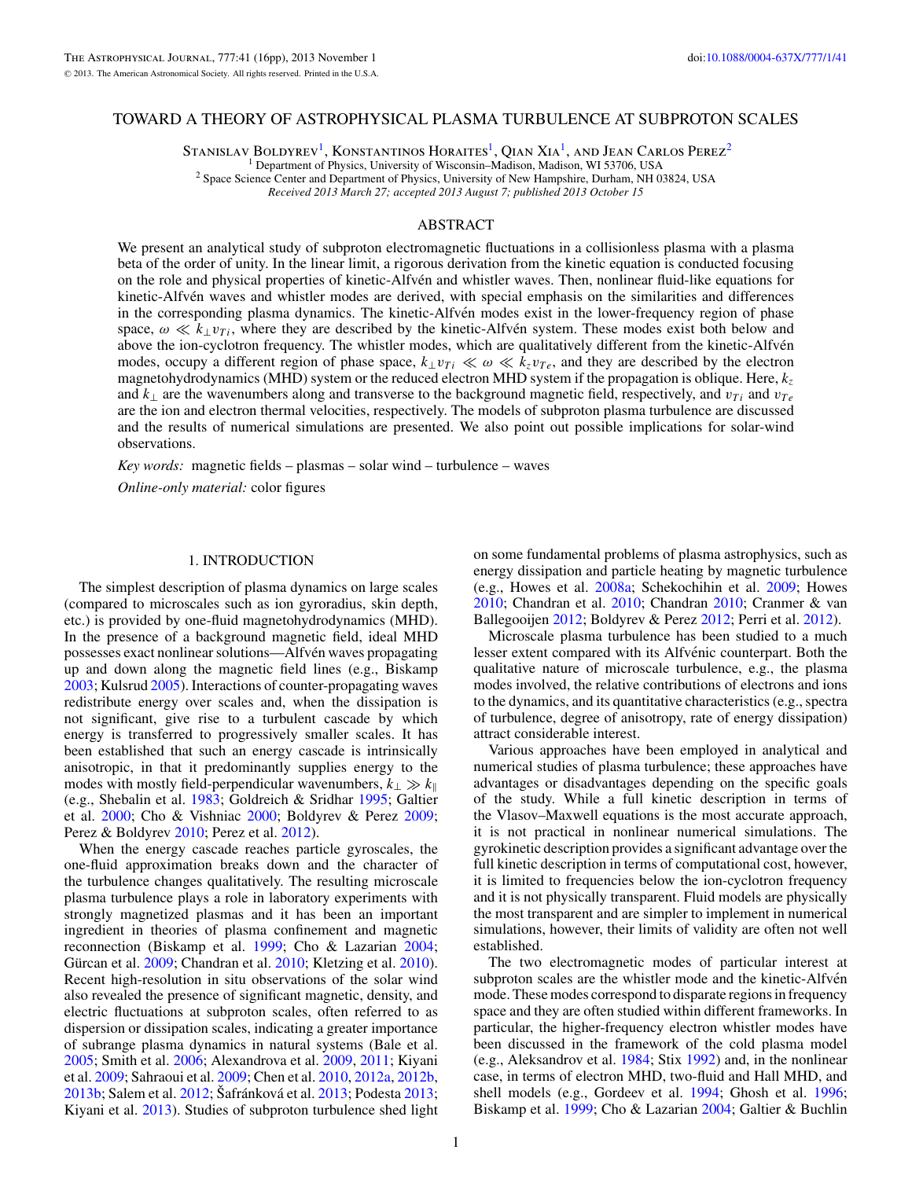# TOWARD A THEORY OF ASTROPHYSICAL PLASMA TURBULENCE AT SUBPROTON SCALES

Stanislav Boldyrev[1], Konstantinos Horaites[1], Qian Xia[1], and Jean Carlos Perez[2]

[1] Department of Physics, University of Wisconsin–Madison, Madison, WI 53706, USA
[2] Space Science Center and Department of Physics, University of New Hampshire, Durham, NH 03824, USA

*Received 2013 March 27; accepted 2013 August 7; published 2013 October 15*

## ABSTRACT

We present an analytical study of subproton electromagnetic fluctuations in a collisionless plasma with a plasma beta of the order of unity. In the linear limit, a rigorous derivation from the kinetic equation is conducted focusing on the role and physical properties of kinetic-Alfvén and whistler waves. Then, nonlinear fluid-like equations for kinetic-Alfvén waves and whistler modes are derived, with special emphasis on the similarities and differences in the corresponding plasma dynamics. The kinetic-Alfvén modes exist in the lower-frequency region of phase space, $\omega \ll k_\perp v_{Ti}$, where they are described by the kinetic-Alfvén system. These modes exist both below and above the ion-cyclotron frequency. The whistler modes, which are qualitatively different from the kinetic-Alfvén modes, occupy a different region of phase space, $k_\perp v_{Ti} \ll \omega \ll k_z v_{Te}$, and they are described by the electron magnetohydrodynamics (MHD) system or the reduced electron MHD system if the propagation is oblique. Here, $k_z$ and $k_\perp$ are the wavenumbers along and transverse to the background magnetic field, respectively, and $v_{Ti}$ and $v_{Te}$ are the ion and electron thermal velocities, respectively. The models of subproton plasma turbulence are discussed and the results of numerical simulations are presented. We also point out possible implications for solar-wind observations.

*Key words:* magnetic fields – plasmas – solar wind – turbulence – waves

*Online-only material:* color figures

## 1. INTRODUCTION

The simplest description of plasma dynamics on large scales (compared to microscales such as ion gyroradius, skin depth, etc.) is provided by one-fluid magnetohydrodynamics (MHD). In the presence of a background magnetic field, ideal MHD possesses exact nonlinear solutions—Alfvén waves propagating up and down along the magnetic field lines (e.g., Biskamp 2003; Kulsrud 2005). Interactions of counter-propagating waves redistribute energy over scales and, when the dissipation is not significant, give rise to a turbulent cascade by which energy is transferred to progressively smaller scales. It has been established that such an energy cascade is intrinsically anisotropic, in that it predominantly supplies energy to the modes with mostly field-perpendicular wavenumbers, $k_\perp \gg k_\|$ (e.g., Shebalin et al. 1983; Goldreich & Sridhar 1995; Galtier et al. 2000; Cho & Vishniac 2000; Boldyrev & Perez 2009; Perez & Boldyrev 2010; Perez et al. 2012).

When the energy cascade reaches particle gyroscales, the one-fluid approximation breaks down and the character of the turbulence changes qualitatively. The resulting microscale plasma turbulence plays a role in laboratory experiments with strongly magnetized plasmas and it has been an important ingredient in theories of plasma confinement and magnetic reconnection (Biskamp et al. 1999; Cho & Lazarian 2004; Gürcan et al. 2009; Chandran et al. 2010; Kletzing et al. 2010). Recent high-resolution in situ observations of the solar wind also revealed the presence of significant magnetic, density, and electric fluctuations at subproton scales, often referred to as dispersion or dissipation scales, indicating a greater importance of subrange plasma dynamics in natural systems (Bale et al. 2005; Smith et al. 2006; Alexandrova et al. 2009, 2011; Kiyani et al. 2009; Sahraoui et al. 2009; Chen et al. 2010, 2012a, 2012b, 2013b; Salem et al. 2012; Šafránková et al. 2013; Podesta 2013; Kiyani et al. 2013). Studies of subproton turbulence shed light on some fundamental problems of plasma astrophysics, such as energy dissipation and particle heating by magnetic turbulence (e.g., Howes et al. 2008a; Schekochihin et al. 2009; Howes 2010; Chandran et al. 2010; Chandran 2010; Cranmer & van Ballegooijen 2012; Boldyrev & Perez 2012; Perri et al. 2012).

Microscale plasma turbulence has been studied to a much lesser extent compared with its Alfvénic counterpart. Both the qualitative nature of microscale turbulence, e.g., the plasma modes involved, the relative contributions of electrons and ions to the dynamics, and its quantitative characteristics (e.g., spectra of turbulence, degree of anisotropy, rate of energy dissipation) attract considerable interest.

Various approaches have been employed in analytical and numerical studies of plasma turbulence; these approaches have advantages or disadvantages depending on the specific goals of the study. While a full kinetic description in terms of the Vlasov–Maxwell equations is the most accurate approach, it is not practical in nonlinear numerical simulations. The gyrokinetic description provides a significant advantage over the full kinetic description in terms of computational cost, however, it is limited to frequencies below the ion-cyclotron frequency and it is not physically transparent. Fluid models are physically the most transparent and are simpler to implement in numerical simulations, however, their limits of validity are often not well established.

The two electromagnetic modes of particular interest at subproton scales are the whistler mode and the kinetic-Alfvén mode. These modes correspond to disparate regions in frequency space and they are often studied within different frameworks. In particular, the higher-frequency electron whistler modes have been discussed in the framework of the cold plasma model (e.g., Aleksandrov et al. 1984; Stix 1992) and, in the nonlinear case, in terms of electron MHD, two-fluid and Hall MHD, and shell models (e.g., Gordeev et al. 1994; Ghosh et al. 1996; Biskamp et al. 1999; Cho & Lazarian 2004; Galtier & Buchlin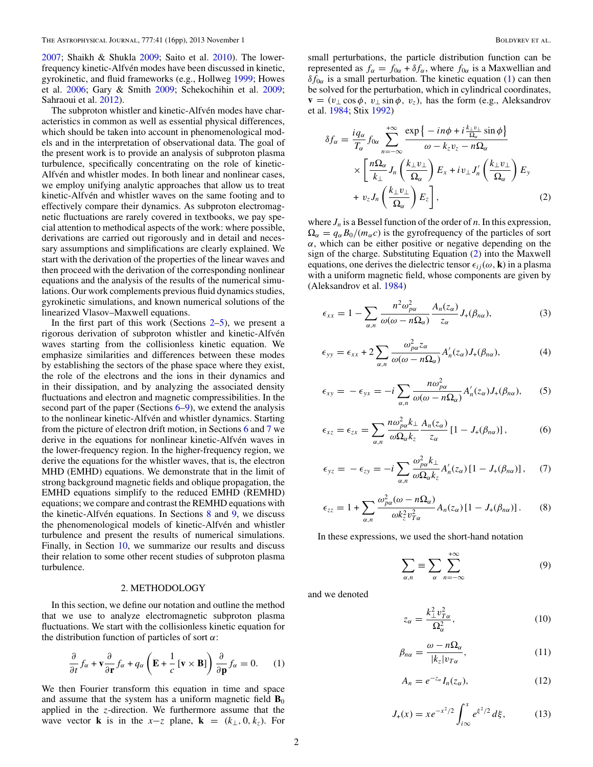2007; Shaikh & Shukla 2009; Saito et al. 2010). The lower-frequency kinetic-Alfvén modes have been discussed in kinetic, gyrokinetic, and fluid frameworks (e.g., Hollweg 1999; Howes et al. 2006; Gary & Smith 2009; Schekochihin et al. 2009; Sahraoui et al. 2012).

The subproton whistler and kinetic-Alfvén modes have characteristics in common as well as essential physical differences, which should be taken into account in phenomenological models and in the interpretation of observational data. The goal of the present work is to provide an analysis of subproton plasma turbulence, specifically concentrating on the role of kinetic-Alfvén and whistler modes. In both linear and nonlinear cases, we employ unifying analytic approaches that allow us to treat kinetic-Alfvén and whistler waves on the same footing and to effectively compare their dynamics. As subproton electromagnetic fluctuations are rarely covered in textbooks, we pay special attention to methodical aspects of the work: where possible, derivations are carried out rigorously and in detail and necessary assumptions and simplifications are clearly explained. We start with the derivation of the properties of the linear waves and then proceed with the derivation of the corresponding nonlinear equations and the analysis of the results of the numerical simulations. Our work complements previous fluid dynamics studies, gyrokinetic simulations, and known numerical solutions of the linearized Vlasov–Maxwell equations.

In the first part of this work (Sections 2–5), we present a rigorous derivation of subproton whistler and kinetic-Alfvén waves starting from the collisionless kinetic equation. We emphasize similarities and differences between these modes by establishing the sectors of the phase space where they exist, the role of the electrons and the ions in their dynamics and in their dissipation, and by analyzing the associated density fluctuations and electron and magnetic compressibilities. In the second part of the paper (Sections 6–9), we extend the analysis to the nonlinear kinetic-Alfvén and whistler dynamics. Starting from the picture of electron drift motion, in Sections 6 and 7 we derive in the equations for nonlinear kinetic-Alfvén waves in the lower-frequency region. In the higher-frequency region, we derive the equations for the whistler waves, that is, the electron MHD (EMHD) equations. We demonstrate that in the limit of strong background magnetic fields and oblique propagation, the EMHD equations simplify to the reduced EMHD (REMHD) equations; we compare and contrast the REMHD equations with the kinetic-Alfvén equations. In Sections 8 and 9, we discuss the phenomenological models of kinetic-Alfvén and whistler turbulence and present the results of numerical simulations. Finally, in Section 10, we summarize our results and discuss their relation to some other recent studies of subproton plasma turbulence.

## 2. METHODOLOGY

In this section, we define our notation and outline the method that we use to analyze electromagnetic subproton plasma fluctuations. We start with the collisionless kinetic equation for the distribution function of particles of sort $\alpha$:

$$\frac{\partial}{\partial t} f_\alpha + \mathbf{v}\frac{\partial}{\partial \mathbf{r}} f_\alpha + q_\alpha\left(\mathbf{E} + \frac{1}{c}\left[\mathbf{v}\times\mathbf{B}\right]\right)\frac{\partial}{\partial \mathbf{p}} f_\alpha = 0. \quad (1)$$

We then Fourier transform this equation in time and space and assume that the system has a uniform magnetic field $\mathbf{B}_0$ applied in the $z$-direction. We furthermore assume that the wave vector $\mathbf{k}$ is in the $x$–$z$ plane, $\mathbf{k} = (k_\perp, 0, k_z)$. For small perturbations, the particle distribution function can be represented as $f_\alpha = f_{0\alpha} + \delta f_\alpha$, where $f_{0\alpha}$ is a Maxwellian and $\delta f_{0\alpha}$ is a small perturbation. The kinetic equation (1) can then be solved for the perturbation, which in cylindrical coordinates, $\mathbf{v} = (v_\perp \cos\phi,\, v_\perp \sin\phi,\, v_z)$, has the form (e.g., Aleksandrov et al. 1984; Stix 1992)

$$\delta f_\alpha = \frac{i q_\alpha}{T_\alpha} f_{0\alpha} \sum_{n=-\infty}^{+\infty} \frac{\exp\left\{-in\phi + i\frac{k_\perp v_\perp}{\Omega_\alpha}\sin\phi\right\}}{\omega - k_z v_z - n\Omega_\alpha} \times\left[\frac{n\Omega_\alpha}{k_\perp} J_n\left(\frac{k_\perp v_\perp}{\Omega_\alpha}\right) E_x + i v_\perp J_n'\left(\frac{k_\perp v_\perp}{\Omega_\alpha}\right) E_y + v_z J_n\left(\frac{k_\perp v_\perp}{\Omega_\alpha}\right) E_z\right], \quad (2)$$

where $J_n$ is a Bessel function of the order of $n$. In this expression, $\Omega_\alpha = q_\alpha B_0/(m_\alpha c)$ is the gyrofrequency of the particles of sort $\alpha$, which can be either positive or negative depending on the sign of the charge. Substituting Equation (2) into the Maxwell equations, one derives the dielectric tensor $\epsilon_{ij}(\omega, \mathbf{k})$ in a plasma with a uniform magnetic field, whose components are given by (Aleksandrov et al. 1984)

$$\epsilon_{xx} = 1 - \sum_{\alpha,n} \frac{n^2\omega_{p\alpha}^2}{\omega(\omega - n\Omega_\alpha)} \frac{A_n(z_\alpha)}{z_\alpha} J_+(\beta_{n\alpha}), \quad (3)$$

$$\epsilon_{yy} = \epsilon_{xx} + 2\sum_{\alpha,n} \frac{\omega_{p\alpha}^2 z_\alpha}{\omega(\omega - n\Omega_\alpha)} A_n'(z_\alpha) J_+(\beta_{n\alpha}), \quad (4)$$

$$\epsilon_{xy} = -\epsilon_{yx} = -i\sum_{\alpha,n} \frac{n\omega_{p\alpha}^2}{\omega(\omega - n\Omega_\alpha)} A_n'(z_\alpha) J_+(\beta_{n\alpha}), \quad (5)$$

$$\epsilon_{xz} = \epsilon_{zx} = \sum_{\alpha,n} \frac{n\omega_{p\alpha}^2 k_\perp}{\omega\Omega_\alpha k_z} \frac{A_n(z_\alpha)}{z_\alpha}\left[1 - J_+(\beta_{n\alpha})\right], \quad (6)$$

$$\epsilon_{yz} = -\epsilon_{zy} = -i\sum_{\alpha,n} \frac{\omega_{p\alpha}^2 k_\perp}{\omega\Omega_\alpha k_z} A_n'(z_\alpha)\left[1 - J_+(\beta_{n\alpha})\right], \quad (7)$$

$$\epsilon_{zz} = 1 + \sum_{\alpha,n} \frac{\omega_{p\alpha}^2(\omega - n\Omega_\alpha)}{\omega k_z^2 v_{T\alpha}^2} A_n(z_\alpha)\left[1 - J_+(\beta_{n\alpha})\right]. \quad (8)$$

In these expressions, we used the short-hand notation

$$\sum_{\alpha,n} \equiv \sum_\alpha \sum_{n=-\infty}^{+\infty} \quad (9)$$

and we denoted

$$z_\alpha = \frac{k_\perp^2 v_{T\alpha}^2}{\Omega_\alpha^2}, \quad (10)$$

$$\beta_{n\alpha} = \frac{\omega - n\Omega_\alpha}{|k_z| v_{T\alpha}}, \quad (11)$$

$$A_n = e^{-z_\alpha} I_n(z_\alpha), \quad (12)$$

$$J_+(x) = x e^{-x^2/2}\int_{i\infty}^{x} e^{\xi^2/2}\, d\xi, \quad (13)$$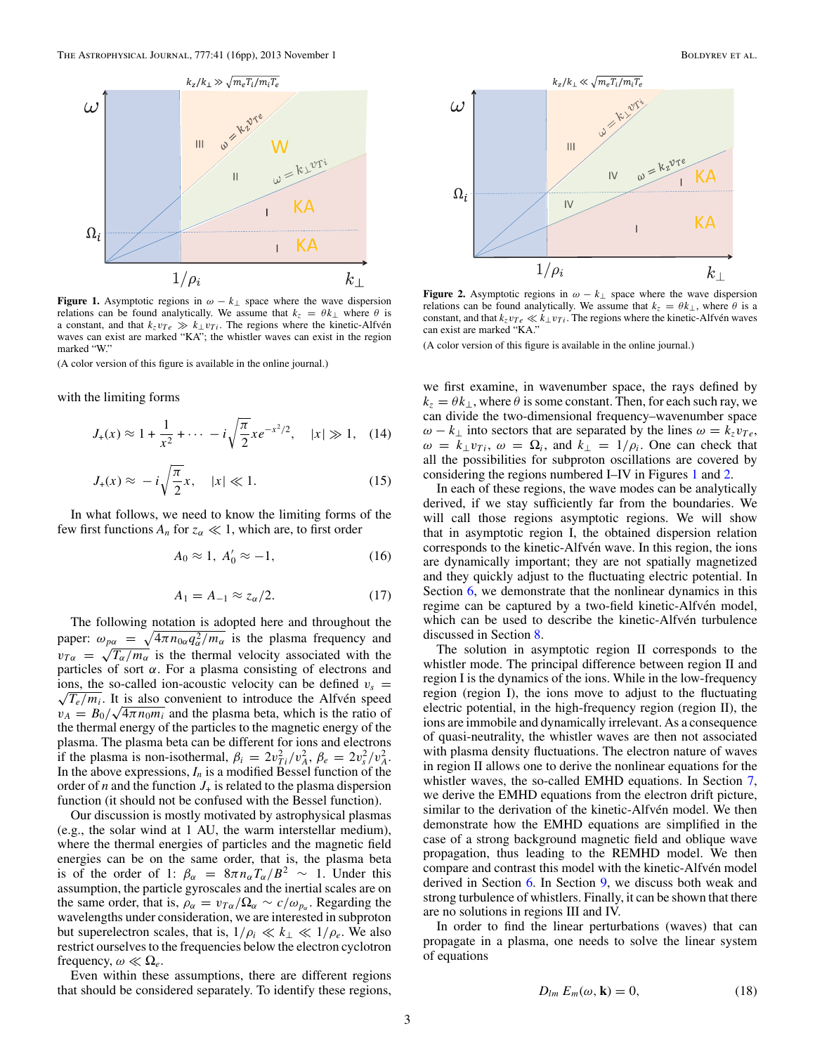**Figure 1.** Asymptotic regions in $\omega - k_\perp$ space where the wave dispersion relations can be found analytically. We assume that $k_z = \theta k_\perp$ where $\theta$ is a constant, and that $k_z v_{Te} \gg k_\perp v_{Ti}$. The regions where the kinetic-Alfvén waves can exist are marked "KA"; the whistler waves can exist in the region marked "W."

(A color version of this figure is available in the online journal.)

**Figure 2.** Asymptotic regions in $\omega - k_\perp$ space where the wave dispersion relations can be found analytically. We assume that $k_z = \theta k_\perp$, where $\theta$ is a constant, and that $k_z v_{Te} \ll k_\perp v_{Ti}$. The regions where the kinetic-Alfvén waves can exist are marked "KA."

(A color version of this figure is available in the online journal.)

with the limiting forms

$$J_+(x) \approx 1 + \frac{1}{x^2} + \cdots - i\sqrt{\frac{\pi}{2}} x e^{-x^2/2}, \quad |x| \gg 1, \tag{14}$$

$$J_+(x) \approx -i\sqrt{\frac{\pi}{2}} x, \quad |x| \ll 1. \tag{15}$$

In what follows, we need to know the limiting forms of the few first functions $A_n$ for $z_\alpha \ll 1$, which are, to first order

$$A_0 \approx 1,\; A_0' \approx -1, \tag{16}$$

$$A_1 = A_{-1} \approx z_\alpha/2. \tag{17}$$

The following notation is adopted here and throughout the paper: $\omega_{p\alpha} = \sqrt{4\pi n_{0\alpha} q_\alpha^2/m_\alpha}$ is the plasma frequency and $v_{T\alpha} = \sqrt{T_\alpha/m_\alpha}$ is the thermal velocity associated with the particles of sort $\alpha$. For a plasma consisting of electrons and ions, the so-called ion-acoustic velocity can be defined $v_s = \sqrt{T_e/m_i}$. It is also convenient to introduce the Alfvén speed $v_A = B_0/\sqrt{4\pi n_0 m_i}$ and the plasma beta, which is the ratio of the thermal energy of the particles to the magnetic energy of the plasma. The plasma beta can be different for ions and electrons if the plasma is non-isothermal, $\beta_i = 2v_{Ti}^2/v_A^2$, $\beta_e = 2v_s^2/v_A^2$. In the above expressions, $I_n$ is a modified Bessel function of the order of $n$ and the function $J_+$ is related to the plasma dispersion function (it should not be confused with the Bessel function).

Our discussion is mostly motivated by astrophysical plasmas (e.g., the solar wind at 1 AU, the warm interstellar medium), where the thermal energies of particles and the magnetic field energies can be on the same order, that is, the plasma beta is of the order of 1: $\beta_\alpha = 8\pi n_\alpha T_\alpha/B^2 \sim 1$. Under this assumption, the particle gyroscales and the inertial scales are on the same order, that is, $\rho_\alpha = v_{T\alpha}/\Omega_\alpha \sim c/\omega_{p_\alpha}$. Regarding the wavelengths under consideration, we are interested in subproton but superelectron scales, that is, $1/\rho_i \ll k_\perp \ll 1/\rho_e$. We also restrict ourselves to the frequencies below the electron cyclotron frequency, $\omega \ll \Omega_e$.

Even within these assumptions, there are different regions that should be considered separately. To identify these regions, we first examine, in wavenumber space, the rays defined by $k_z = \theta k_\perp$, where $\theta$ is some constant. Then, for each such ray, we can divide the two-dimensional frequency–wavenumber space $\omega - k_\perp$ into sectors that are separated by the lines $\omega = k_z v_{Te}$, $\omega = k_\perp v_{Ti}$, $\omega = \Omega_i$, and $k_\perp = 1/\rho_i$. One can check that all the possibilities for subproton oscillations are covered by considering the regions numbered I–IV in Figures 1 and 2.

In each of these regions, the wave modes can be analytically derived, if we stay sufficiently far from the boundaries. We will call those regions asymptotic regions. We will show that in asymptotic region I, the obtained dispersion relation corresponds to the kinetic-Alfvén wave. In this region, the ions are dynamically important; they are not spatially magnetized and they quickly adjust to the fluctuating electric potential. In Section 6, we demonstrate that the nonlinear dynamics in this regime can be captured by a two-field kinetic-Alfvén model, which can be used to describe the kinetic-Alfvén turbulence discussed in Section 8.

The solution in asymptotic region II corresponds to the whistler mode. The principal difference between region II and region I is the dynamics of the ions. While in the low-frequency region (region I), the ions move to adjust to the fluctuating electric potential, in the high-frequency region (region II), the ions are immobile and dynamically irrelevant. As a consequence of quasi-neutrality, the whistler waves are then not associated with plasma density fluctuations. The electron nature of waves in region II allows one to derive the nonlinear equations for the whistler waves, the so-called EMHD equations. In Section 7, we derive the EMHD equations from the electron drift picture, similar to the derivation of the kinetic-Alfvén model. We then demonstrate how the EMHD equations are simplified in the case of a strong background magnetic field and oblique wave propagation, thus leading to the REMHD model. We then compare and contrast this model with the kinetic-Alfvén model derived in Section 6. In Section 9, we discuss both weak and strong turbulence of whistlers. Finally, it can be shown that there are no solutions in regions III and IV.

In order to find the linear perturbations (waves) that can propagate in a plasma, one needs to solve the linear system of equations

$$D_{lm}\, E_m(\omega, \mathbf{k}) = 0, \tag{18}$$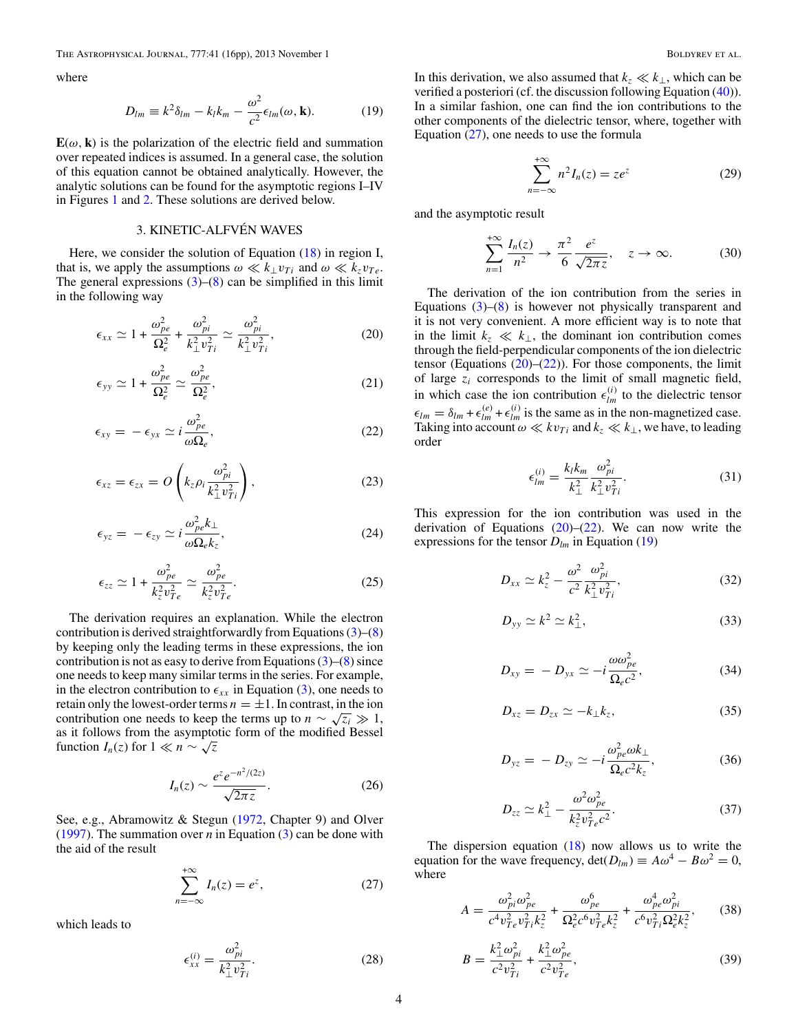where

$$D_{lm} \equiv k^2 \delta_{lm} - k_l k_m - \frac{\omega^2}{c^2} \epsilon_{lm}(\omega, \mathbf{k}). \tag{19}$$

$\mathbf{E}(\omega, \mathbf{k})$ is the polarization of the electric field and summation over repeated indices is assumed. In a general case, the solution of this equation cannot be obtained analytically. However, the analytic solutions can be found for the asymptotic regions I–IV in Figures 1 and 2. These solutions are derived below.

## 3. KINETIC-ALFVÉN WAVES

Here, we consider the solution of Equation (18) in region I, that is, we apply the assumptions $\omega \ll k_\perp v_{Ti}$ and $\omega \ll k_z v_{Te}$. The general expressions (3)–(8) can be simplified in this limit in the following way

$$\epsilon_{xx} \simeq 1 + \frac{\omega_{pe}^2}{\Omega_e^2} + \frac{\omega_{pi}^2}{k_\perp^2 v_{Ti}^2} \simeq \frac{\omega_{pi}^2}{k_\perp^2 v_{Ti}^2}, \tag{20}$$

$$\epsilon_{yy} \simeq 1 + \frac{\omega_{pe}^2}{\Omega_e^2} \simeq \frac{\omega_{pe}^2}{\Omega_e^2}, \tag{21}$$

$$\epsilon_{xy} = -\epsilon_{yx} \simeq i \frac{\omega_{pe}^2}{\omega \Omega_e}, \tag{22}$$

$$\epsilon_{xz} = \epsilon_{zx} = O\left(k_z \rho_i \frac{\omega_{pi}^2}{k_\perp^2 v_{Ti}^2}\right), \tag{23}$$

$$\epsilon_{yz} = -\epsilon_{zy} \simeq i \frac{\omega_{pe}^2 k_\perp}{\omega \Omega_e k_z}, \tag{24}$$

$$\epsilon_{zz} \simeq 1 + \frac{\omega_{pe}^2}{k_z^2 v_{Te}^2} \simeq \frac{\omega_{pe}^2}{k_z^2 v_{Te}^2}. \tag{25}$$

The derivation requires an explanation. While the electron contribution is derived straightforwardly from Equations (3)–(8) by keeping only the leading terms in these expressions, the ion contribution is not as easy to derive from Equations (3)–(8) since one needs to keep many similar terms in the series. For example, in the electron contribution to $\epsilon_{xx}$ in Equation (3), one needs to retain only the lowest-order terms $n = \pm 1$. In contrast, in the ion contribution one needs to keep the terms up to $n \sim \sqrt{z_i} \gg 1$, as it follows from the asymptotic form of the modified Bessel function $I_n(z)$ for $1 \ll n \sim \sqrt{z}$

$$I_n(z) \sim \frac{e^z e^{-n^2/(2z)}}{\sqrt{2\pi z}}. \tag{26}$$

See, e.g., Abramowitz & Stegun (1972, Chapter 9) and Olver (1997). The summation over $n$ in Equation (3) can be done with the aid of the result

$$\sum_{n=-\infty}^{+\infty} I_n(z) = e^z, \tag{27}$$

which leads to

$$\epsilon_{xx}^{(i)} = \frac{\omega_{pi}^2}{k_\perp^2 v_{Ti}^2}. \tag{28}$$

In this derivation, we also assumed that $k_z \ll k_\perp$, which can be verified a posteriori (cf. the discussion following Equation (40)). In a similar fashion, one can find the ion contributions to the other components of the dielectric tensor, where, together with Equation (27), one needs to use the formula

$$\sum_{n=-\infty}^{+\infty} n^2 I_n(z) = z e^z \tag{29}$$

and the asymptotic result

$$\sum_{n=1}^{+\infty} \frac{I_n(z)}{n^2} \to \frac{\pi^2}{6} \frac{e^z}{\sqrt{2\pi z}}, \quad z \to \infty. \tag{30}$$

The derivation of the ion contribution from the series in Equations (3)–(8) is however not physically transparent and it is not very convenient. A more efficient way is to note that in the limit $k_z \ll k_\perp$, the dominant ion contribution comes through the field-perpendicular components of the ion dielectric tensor (Equations (20)–(22)). For those components, the limit of large $z_i$ corresponds to the limit of small magnetic field, in which case the ion contribution $\epsilon_{lm}^{(i)}$ to the dielectric tensor $\epsilon_{lm} = \delta_{lm} + \epsilon_{lm}^{(e)} + \epsilon_{lm}^{(i)}$ is the same as in the non-magnetized case. Taking into account $\omega \ll k v_{Ti}$ and $k_z \ll k_\perp$, we have, to leading order

$$\epsilon_{lm}^{(i)} = \frac{k_l k_m}{k_\perp^2} \frac{\omega_{pi}^2}{k_\perp^2 v_{Ti}^2}. \tag{31}$$

This expression for the ion contribution was used in the derivation of Equations (20)–(22). We can now write the expressions for the tensor $D_{lm}$ in Equation (19)

$$D_{xx} \simeq k_z^2 - \frac{\omega^2}{c^2} \frac{\omega_{pi}^2}{k_\perp^2 v_{Ti}^2}, \tag{32}$$

$$D_{yy} \simeq k^2 \simeq k_\perp^2, \tag{33}$$

$$D_{xy} = -D_{yx} \simeq -i \frac{\omega \omega_{pe}^2}{\Omega_e c^2}, \tag{34}$$

$$D_{xz} = D_{zx} \simeq -k_\perp k_z, \tag{35}$$

$$D_{yz} = -D_{zy} \simeq -i \frac{\omega_{pe}^2 \omega k_\perp}{\Omega_e c^2 k_z}, \tag{36}$$

$$D_{zz} \simeq k_\perp^2 - \frac{\omega^2 \omega_{pe}^2}{k_z^2 v_{Te}^2 c^2}. \tag{37}$$

The dispersion equation (18) now allows us to write the equation for the wave frequency, $\det(D_{lm}) \equiv A\omega^4 - B\omega^2 = 0$, where

$$A = \frac{\omega_{pi}^2 \omega_{pe}^2}{c^4 v_{Te}^2 v_{Ti}^2 k_z^2} + \frac{\omega_{pe}^6}{\Omega_e^2 c^6 v_{Te}^2 k_z^2} + \frac{\omega_{pe}^4 \omega_{pi}^2}{c^6 v_{Ti}^2 \Omega_e^2 k_z^2}, \tag{38}$$

$$B = \frac{k_\perp^2 \omega_{pi}^2}{c^2 v_{Ti}^2} + \frac{k_\perp^2 \omega_{pe}^2}{c^2 v_{Te}^2}, \tag{39}$$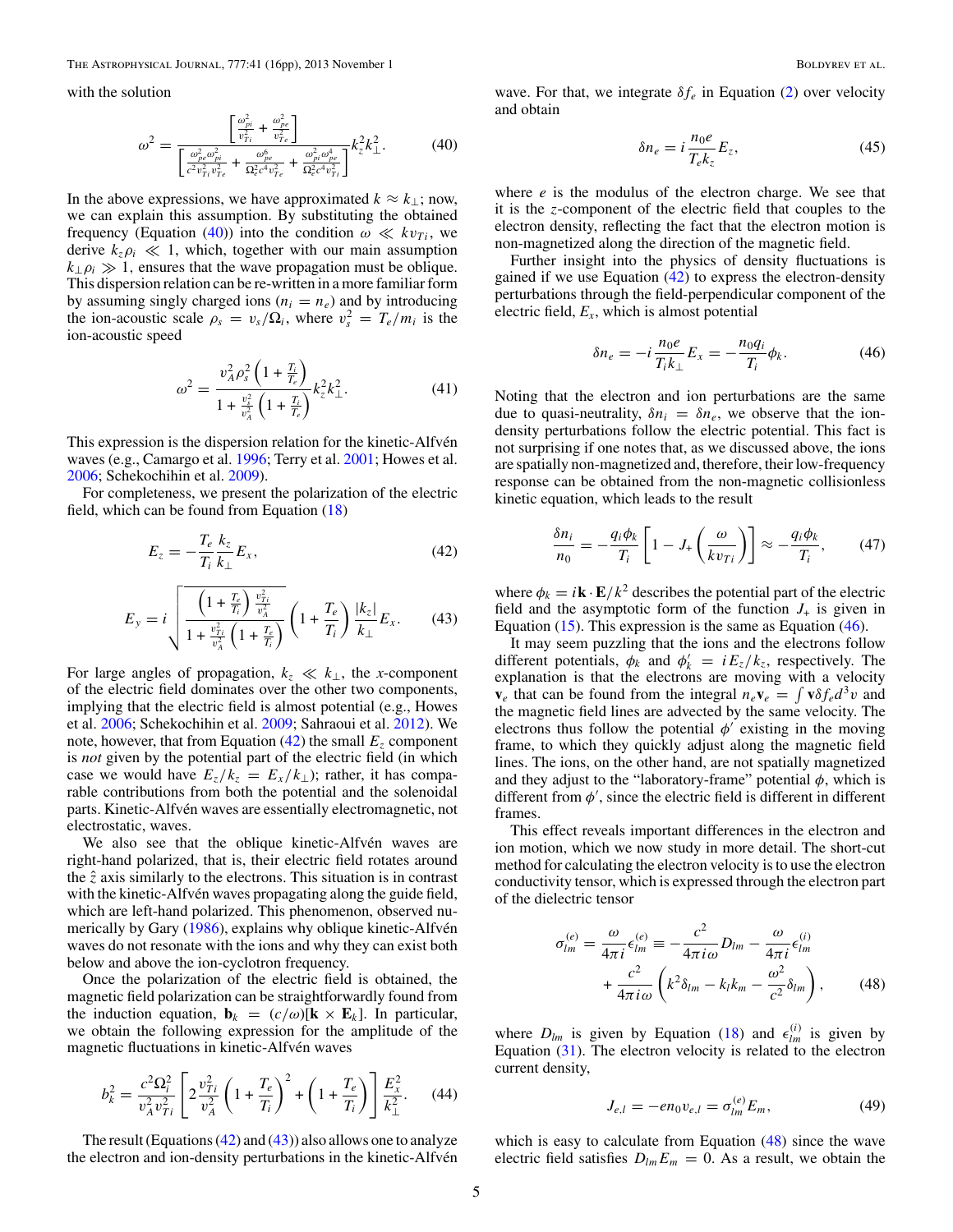with the solution

$$\omega^2 = \frac{\left[\frac{\omega_{pi}^2}{v_{Ti}^2} + \frac{\omega_{pe}^2}{v_{Te}^2}\right]}{\left[\frac{\omega_{pe}^2\omega_{pi}^2}{c^2 v_{Ti}^2 v_{Te}^2} + \frac{\omega_{pe}^6}{\Omega_e^2 c^4 v_{Te}^2} + \frac{\omega_{pi}^2\omega_{pe}^4}{\Omega_e^2 c^4 v_{Ti}^2}\right]} k_z^2 k_\perp^2. \tag{40}$$

In the above expressions, we have approximated $k \approx k_\perp$; now, we can explain this assumption. By substituting the obtained frequency (Equation (40)) into the condition $\omega \ll k v_{Ti}$, we derive $k_z \rho_i \ll 1$, which, together with our main assumption $k_\perp \rho_i \gg 1$, ensures that the wave propagation must be oblique. This dispersion relation can be re-written in a more familiar form by assuming singly charged ions ($n_i = n_e$) and by introducing the ion-acoustic scale $\rho_s = v_s/\Omega_i$, where $v_s^2 = T_e/m_i$ is the ion-acoustic speed

$$\omega^2 = \frac{v_A^2 \rho_s^2 \left(1 + \frac{T_i}{T_e}\right)}{1 + \frac{v_s^2}{v_A^2}\left(1 + \frac{T_i}{T_e}\right)} k_z^2 k_\perp^2. \tag{41}$$

This expression is the dispersion relation for the kinetic-Alfvén waves (e.g., Camargo et al. 1996; Terry et al. 2001; Howes et al. 2006; Schekochihin et al. 2009).

For completeness, we present the polarization of the electric field, which can be found from Equation (18)

$$E_z = -\frac{T_e}{T_i}\frac{k_z}{k_\perp} E_x, \tag{42}$$

$$E_y = i\sqrt{\frac{\left(1 + \frac{T_e}{T_i}\right)\frac{v_{Ti}^2}{v_A^2}}{1 + \frac{v_{Ti}^2}{v_A^2}\left(1 + \frac{T_e}{T_i}\right)}}\left(1 + \frac{T_e}{T_i}\right)\frac{|k_z|}{k_\perp} E_x. \tag{43}$$

For large angles of propagation, $k_z \ll k_\perp$, the $x$-component of the electric field dominates over the other two components, implying that the electric field is almost potential (e.g., Howes et al. 2006; Schekochihin et al. 2009; Sahraoui et al. 2012). We note, however, that from Equation (42) the small $E_z$ component is *not* given by the potential part of the electric field (in which case we would have $E_z/k_z = E_x/k_\perp$); rather, it has comparable contributions from both the potential and the solenoidal parts. Kinetic-Alfvén waves are essentially electromagnetic, not electrostatic, waves.

We also see that the oblique kinetic-Alfvén waves are right-hand polarized, that is, their electric field rotates around the $\hat{z}$ axis similarly to the electrons. This situation is in contrast with the kinetic-Alfvén waves propagating along the guide field, which are left-hand polarized. This phenomenon, observed numerically by Gary (1986), explains why oblique kinetic-Alfvén waves do not resonate with the ions and why they can exist both below and above the ion-cyclotron frequency.

Once the polarization of the electric field is obtained, the magnetic field polarization can be straightforwardly found from the induction equation, $\mathbf{b}_k = (c/\omega)[\mathbf{k} \times \mathbf{E}_k]$. In particular, we obtain the following expression for the amplitude of the magnetic fluctuations in kinetic-Alfvén waves

$$b_k^2 = \frac{c^2\Omega_i^2}{v_A^2 v_{Ti}^2}\left[2\frac{v_{Ti}^2}{v_A^2}\left(1 + \frac{T_e}{T_i}\right)^2 + \left(1 + \frac{T_e}{T_i}\right)\right]\frac{E_x^2}{k_\perp^2}. \tag{44}$$

The result (Equations (42) and (43)) also allows one to analyze the electron and ion-density perturbations in the kinetic-Alfvén wave. For that, we integrate $\delta f_e$ in Equation (2) over velocity and obtain

$$\delta n_e = i\frac{n_0 e}{T_e k_z} E_z, \tag{45}$$

where $e$ is the modulus of the electron charge. We see that it is the $z$-component of the electric field that couples to the electron density, reflecting the fact that the electron motion is non-magnetized along the direction of the magnetic field.

Further insight into the physics of density fluctuations is gained if we use Equation (42) to express the electron-density perturbations through the field-perpendicular component of the electric field, $E_x$, which is almost potential

$$\delta n_e = -i\frac{n_0 e}{T_i k_\perp} E_x = -\frac{n_0 q_i}{T_i}\phi_k. \tag{46}$$

Noting that the electron and ion perturbations are the same due to quasi-neutrality, $\delta n_i = \delta n_e$, we observe that the ion-density perturbations follow the electric potential. This fact is not surprising if one notes that, as we discussed above, the ions are spatially non-magnetized and, therefore, their low-frequency response can be obtained from the non-magnetic collisionless kinetic equation, which leads to the result

$$\frac{\delta n_i}{n_0} = -\frac{q_i\phi_k}{T_i}\left[1 - J_+\left(\frac{\omega}{k v_{Ti}}\right)\right] \approx -\frac{q_i\phi_k}{T_i}, \tag{47}$$

where $\phi_k = i\mathbf{k}\cdot\mathbf{E}/k^2$ describes the potential part of the electric field and the asymptotic form of the function $J_+$ is given in Equation (15). This expression is the same as Equation (46).

It may seem puzzling that the ions and the electrons follow different potentials, $\phi_k$ and $\phi_k' = iE_z/k_z$, respectively. The explanation is that the electrons are moving with a velocity $\mathbf{v}_e$ that can be found from the integral $n_e\mathbf{v}_e = \int \mathbf{v}\delta f_e d^3v$ and the magnetic field lines are advected by the same velocity. The electrons thus follow the potential $\phi'$ existing in the moving frame, to which they quickly adjust along the magnetic field lines. The ions, on the other hand, are not spatially magnetized and they adjust to the "laboratory-frame" potential $\phi$, which is different from $\phi'$, since the electric field is different in different frames.

This effect reveals important differences in the electron and ion motion, which we now study in more detail. The short-cut method for calculating the electron velocity is to use the electron conductivity tensor, which is expressed through the electron part of the dielectric tensor

$$\sigma_{lm}^{(e)} = \frac{\omega}{4\pi i}\epsilon_{lm}^{(e)} \equiv -\frac{c^2}{4\pi i\omega}D_{lm} - \frac{\omega}{4\pi i}\epsilon_{lm}^{(i)} + \frac{c^2}{4\pi i\omega}\left(k^2\delta_{lm} - k_l k_m - \frac{\omega^2}{c^2}\delta_{lm}\right), \tag{48}$$

where $D_{lm}$ is given by Equation (18) and $\epsilon_{lm}^{(i)}$ is given by Equation (31). The electron velocity is related to the electron current density,

$$J_{e,l} = -en_0 v_{e,l} = \sigma_{lm}^{(e)} E_m, \tag{49}$$

which is easy to calculate from Equation (48) since the wave electric field satisfies $D_{lm}E_m = 0$. As a result, we obtain the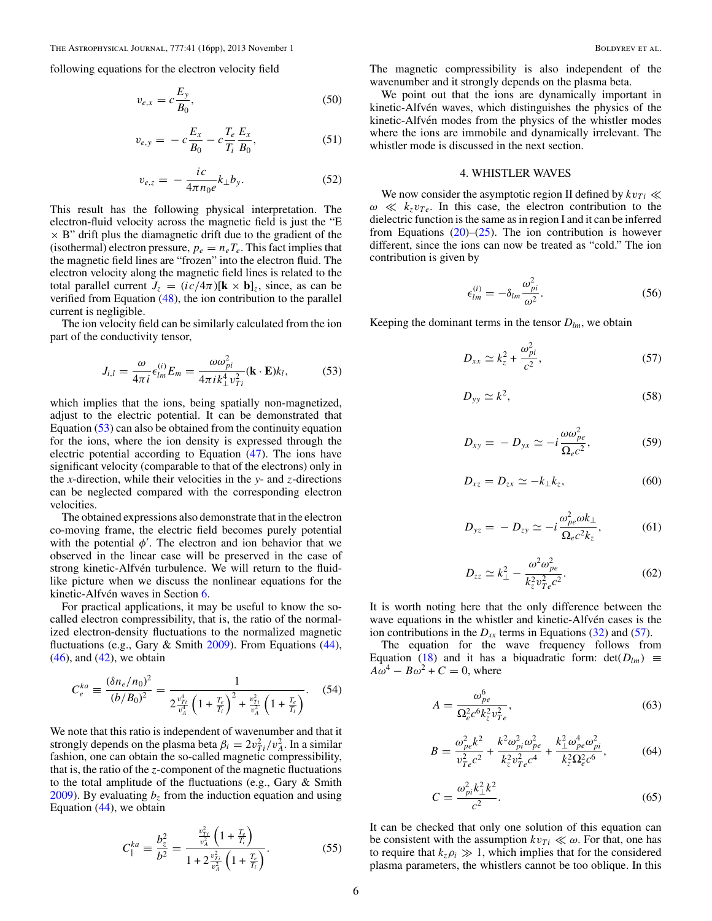following equations for the electron velocity field

$$v_{e,x} = c\frac{E_y}{B_0}, \tag{50}$$

$$v_{e,y} = -c\frac{E_x}{B_0} - c\frac{T_e}{T_i}\frac{E_x}{B_0}, \tag{51}$$

$$v_{e,z} = -\frac{ic}{4\pi n_0 e}k_\perp b_y. \tag{52}$$

This result has the following physical interpretation. The electron-fluid velocity across the magnetic field is just the "E × B" drift plus the diamagnetic drift due to the gradient of the (isothermal) electron pressure, $p_e = n_e T_e$. This fact implies that the magnetic field lines are "frozen" into the electron fluid. The electron velocity along the magnetic field lines is related to the total parallel current $J_z = (ic/4\pi)[\mathbf{k}\times\mathbf{b}]_z$, since, as can be verified from Equation (48), the ion contribution to the parallel current is negligible.

The ion velocity field can be similarly calculated from the ion part of the conductivity tensor,

$$J_{i,l} = \frac{\omega}{4\pi i}\epsilon^{(i)}_{lm}E_m = \frac{\omega\omega_{pi}^2}{4\pi i k_\perp^4 v_{Ti}^2}(\mathbf{k}\cdot\mathbf{E})k_l, \tag{53}$$

which implies that the ions, being spatially non-magnetized, adjust to the electric potential. It can be demonstrated that Equation (53) can also be obtained from the continuity equation for the ions, where the ion density is expressed through the electric potential according to Equation (47). The ions have significant velocity (comparable to that of the electrons) only in the $x$-direction, while their velocities in the $y$- and $z$-directions can be neglected compared with the corresponding electron velocities.

The obtained expressions also demonstrate that in the electron co-moving frame, the electric field becomes purely potential with the potential $\phi'$. The electron and ion behavior that we observed in the linear case will be preserved in the case of strong kinetic-Alfvén turbulence. We will return to the fluid-like picture when we discuss the nonlinear equations for the kinetic-Alfvén waves in Section 6.

For practical applications, it may be useful to know the so-called electron compressibility, that is, the ratio of the normalized electron-density fluctuations to the normalized magnetic fluctuations (e.g., Gary & Smith 2009). From Equations (44), (46), and (42), we obtain

$$C_e^{ka} \equiv \frac{(\delta n_e/n_0)^2}{(b/B_0)^2} = \frac{1}{2\frac{v_{Ti}^4}{v_A^4}\left(1+\frac{T_e}{T_i}\right)^2 + \frac{v_{Ti}^2}{v_A^2}\left(1+\frac{T_e}{T_i}\right)}. \tag{54}$$

We note that this ratio is independent of wavenumber and that it strongly depends on the plasma beta $\beta_i = 2v_{Ti}^2/v_A^2$. In a similar fashion, one can obtain the so-called magnetic compressibility, that is, the ratio of the $z$-component of the magnetic fluctuations to the total amplitude of the fluctuations (e.g., Gary & Smith 2009). By evaluating $b_z$ from the induction equation and using Equation (44), we obtain

$$C_\parallel^{ka} \equiv \frac{b_z^2}{b^2} = \frac{\frac{v_{Ti}^2}{v_A^2}\left(1+\frac{T_e}{T_i}\right)}{1+2\frac{v_{Ti}^2}{v_A^2}\left(1+\frac{T_e}{T_i}\right)}. \tag{55}$$

The magnetic compressibility is also independent of the wavenumber and it strongly depends on the plasma beta.

We point out that the ions are dynamically important in kinetic-Alfvén waves, which distinguishes the physics of the kinetic-Alfvén modes from the physics of the whistler modes where the ions are immobile and dynamically irrelevant. The whistler mode is discussed in the next section.

## 4. WHISTLER WAVES

We now consider the asymptotic region II defined by $kv_{Ti} \ll \omega \ll k_z v_{Te}$. In this case, the electron contribution to the dielectric function is the same as in region I and it can be inferred from Equations (20)–(25). The ion contribution is however different, since the ions can now be treated as "cold." The ion contribution is given by

$$\epsilon^{(i)}_{lm} = -\delta_{lm}\frac{\omega_{pi}^2}{\omega^2}. \tag{56}$$

Keeping the dominant terms in the tensor $D_{lm}$, we obtain

$$D_{xx} \simeq k_z^2 + \frac{\omega_{pi}^2}{c^2}, \tag{57}$$

$$D_{yy} \simeq k^2, \tag{58}$$

$$D_{xy} = -D_{yx} \simeq -i\frac{\omega\omega_{pe}^2}{\Omega_e c^2}, \tag{59}$$

$$D_{xz} = D_{zx} \simeq -k_\perp k_z, \tag{60}$$

$$D_{yz} = -D_{zy} \simeq -i\frac{\omega_{pe}^2\omega k_\perp}{\Omega_e c^2 k_z}, \tag{61}$$

$$D_{zz} \simeq k_\perp^2 - \frac{\omega^2\omega_{pe}^2}{k_z^2 v_{Te}^2 c^2}. \tag{62}$$

It is worth noting here that the only difference between the wave equations in the whistler and kinetic-Alfvén cases is the ion contributions in the $D_{xx}$ terms in Equations (32) and (57).

The equation for the wave frequency follows from Equation (18) and it has a biquadratic form: $\det(D_{lm}) \equiv A\omega^4 - B\omega^2 + C = 0$, where

$$A = \frac{\omega_{pe}^6}{\Omega_e^2 c^6 k_z^2 v_{Te}^2}, \tag{63}$$

$$B = \frac{\omega_{pe}^2 k^2}{v_{Te}^2 c^2} + \frac{k^2\omega_{pi}^2\omega_{pe}}{k_z^2 v_{Te}^2 c^4} + \frac{k_\perp^2\omega_{pe}^4\omega_{pi}^2}{k_z^2\Omega_e^2 c^6}, \tag{64}$$

$$C = \frac{\omega_{pi}^2 k_\perp^2 k^2}{c^2}. \tag{65}$$

It can be checked that only one solution of this equation can be consistent with the assumption $kv_{Ti} \ll \omega$. For that, one has to require that $k_z\rho_i \gg 1$, which implies that for the considered plasma parameters, the whistlers cannot be too oblique. In this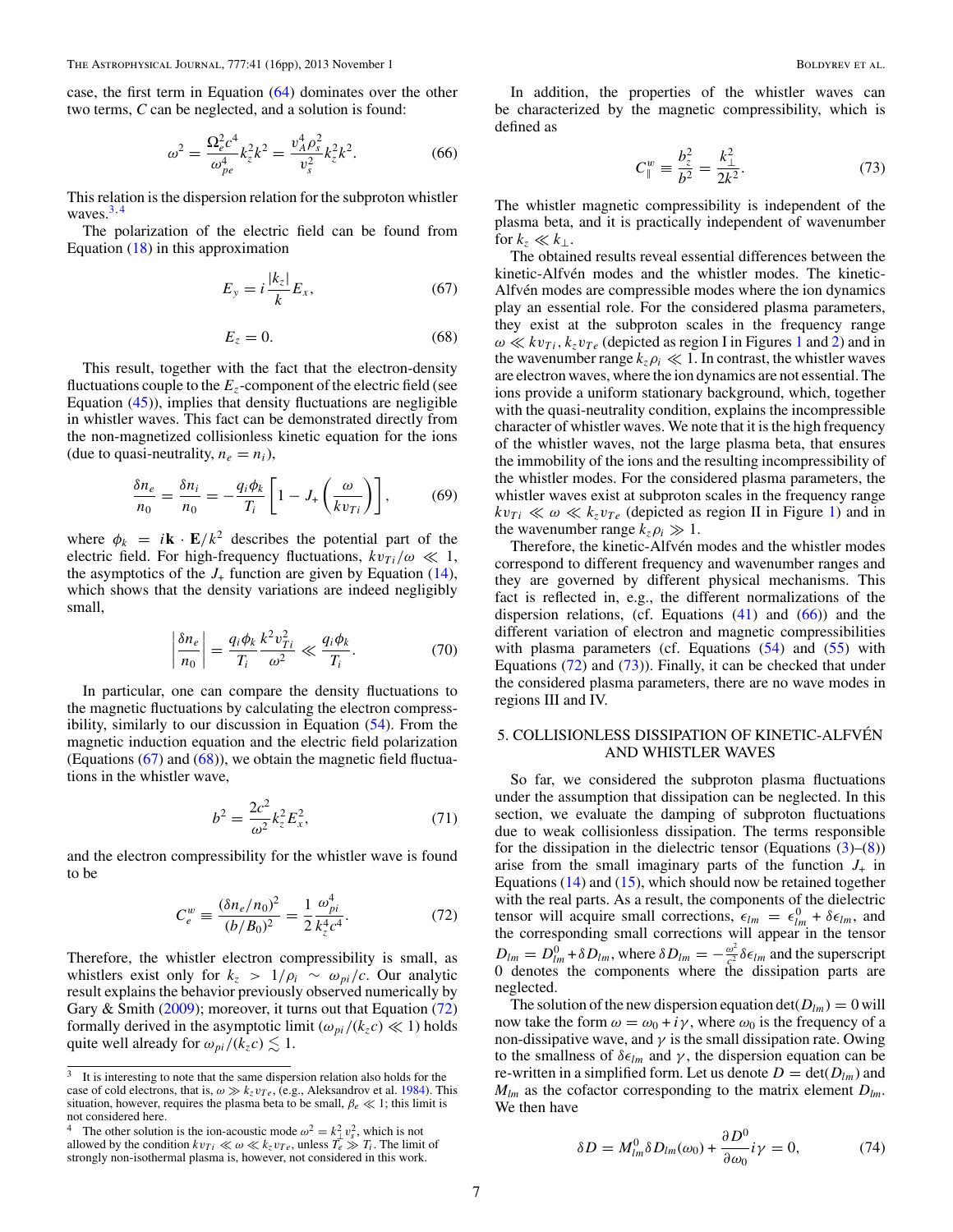case, the first term in Equation (64) dominates over the other two terms, $C$ can be neglected, and a solution is found:

$$\omega^2 = \frac{\Omega_e^2 c^4}{\omega_{pe}^4} k_z^2 k^2 = \frac{v_A^4 \rho_s^2}{v_s^2} k_z^2 k^2. \tag{66}$$

This relation is the dispersion relation for the subproton whistler waves.[3,4]

The polarization of the electric field can be found from Equation (18) in this approximation

$$E_y = i \frac{|k_z|}{k} E_x, \tag{67}$$

$$E_z = 0. \tag{68}$$

This result, together with the fact that the electron-density fluctuations couple to the $E_z$-component of the electric field (see Equation (45)), implies that density fluctuations are negligible in whistler waves. This fact can be demonstrated directly from the non-magnetized collisionless kinetic equation for the ions (due to quasi-neutrality, $n_e = n_i$),

$$\frac{\delta n_e}{n_0} = \frac{\delta n_i}{n_0} = -\frac{q_i \phi_k}{T_i} \left[ 1 - J_+ \left( \frac{\omega}{k v_{Ti}} \right) \right], \tag{69}$$

where $\phi_k = i\mathbf{k} \cdot \mathbf{E}/k^2$ describes the potential part of the electric field. For high-frequency fluctuations, $k v_{Ti}/\omega \ll 1$, the asymptotics of the $J_+$ function are given by Equation (14), which shows that the density variations are indeed negligibly small,

$$\left| \frac{\delta n_e}{n_0} \right| = \frac{q_i \phi_k}{T_i} \frac{k^2 v_{Ti}^2}{\omega^2} \ll \frac{q_i \phi_k}{T_i}. \tag{70}$$

In particular, one can compare the density fluctuations to the magnetic fluctuations by calculating the electron compressibility, similarly to our discussion in Equation (54). From the magnetic induction equation and the electric field polarization (Equations (67) and (68)), we obtain the magnetic field fluctuations in the whistler wave,

$$b^2 = \frac{2c^2}{\omega^2} k_z^2 E_x^2, \tag{71}$$

and the electron compressibility for the whistler wave is found to be

$$C_e^w \equiv \frac{(\delta n_e/n_0)^2}{(b/B_0)^2} = \frac{1}{2} \frac{\omega_{pi}^4}{k_z^4 c^4}. \tag{72}$$

Therefore, the whistler electron compressibility is small, as whistlers exist only for $k_z > 1/\rho_i \sim \omega_{pi}/c$. Our analytic result explains the behavior previously observed numerically by Gary & Smith (2009); moreover, it turns out that Equation (72) formally derived in the asymptotic limit ($\omega_{pi}/(k_z c) \ll 1$) holds quite well already for $\omega_{pi}/(k_z c) \lesssim 1$.

In addition, the properties of the whistler waves can be characterized by the magnetic compressibility, which is defined as

$$C_\parallel^w \equiv \frac{b_z^2}{b^2} = \frac{k_\perp^2}{2k^2}. \tag{73}$$

The whistler magnetic compressibility is independent of the plasma beta, and it is practically independent of wavenumber for $k_z \ll k_\perp$.

The obtained results reveal essential differences between the kinetic-Alfvén modes and the whistler modes. The kinetic-Alfvén modes are compressible modes where the ion dynamics play an essential role. For the considered plasma parameters, they exist at the subproton scales in the frequency range $\omega \ll k v_{Ti}, k_z v_{Te}$ (depicted as region I in Figures 1 and 2) and in the wavenumber range $k_z \rho_i \ll 1$. In contrast, the whistler waves are electron waves, where the ion dynamics are not essential. The ions provide a uniform stationary background, which, together with the quasi-neutrality condition, explains the incompressible character of whistler waves. We note that it is the high frequency of the whistler waves, not the large plasma beta, that ensures the immobility of the ions and the resulting incompressibility of the whistler modes. For the considered plasma parameters, the whistler waves exist at subproton scales in the frequency range $k v_{Ti} \ll \omega \ll k_z v_{Te}$ (depicted as region II in Figure 1) and in the wavenumber range $k_z \rho_i \gg 1$.

Therefore, the kinetic-Alfvén modes and the whistler modes correspond to different frequency and wavenumber ranges and they are governed by different physical mechanisms. This fact is reflected in, e.g., the different normalizations of the dispersion relations, (cf. Equations (41) and (66)) and the different variation of electron and magnetic compressibilities with plasma parameters (cf. Equations (54) and (55) with Equations (72) and (73)). Finally, it can be checked that under the considered plasma parameters, there are no wave modes in regions III and IV.

## 5. COLLISIONLESS DISSIPATION OF KINETIC-ALFVÉN AND WHISTLER WAVES

So far, we considered the subproton plasma fluctuations under the assumption that dissipation can be neglected. In this section, we evaluate the damping of subproton fluctuations due to weak collisionless dissipation. The terms responsible for the dissipation in the dielectric tensor (Equations (3)–(8)) arise from the small imaginary parts of the function $J_+$ in Equations (14) and (15), which should now be retained together with the real parts. As a result, the components of the dielectric tensor will acquire small corrections, $\epsilon_{lm} = \epsilon_{lm}^0 + \delta\epsilon_{lm}$, and the corresponding small corrections will appear in the tensor $D_{lm} = D_{lm}^0 + \delta D_{lm}$, where $\delta D_{lm} = -\frac{\omega^2}{c^2}\delta\epsilon_{lm}$ and the superscript 0 denotes the components where the dissipation parts are neglected.

The solution of the new dispersion equation $\det(D_{lm}) = 0$ will now take the form $\omega = \omega_0 + i\gamma$, where $\omega_0$ is the frequency of a non-dissipative wave, and $\gamma$ is the small dissipation rate. Owing to the smallness of $\delta\epsilon_{lm}$ and $\gamma$, the dispersion equation can be re-written in a simplified form. Let us denote $D = \det(D_{lm})$ and $M_{lm}$ as the cofactor corresponding to the matrix element $D_{lm}$. We then have

$$\delta D = M_{lm}^0 \delta D_{lm}(\omega_0) + \frac{\partial D^0}{\partial \omega_0} i\gamma = 0, \tag{74}$$

---

[3] It is interesting to note that the same dispersion relation also holds for the case of cold electrons, that is, $\omega \gg k_z v_{Te}$, (e.g., Aleksandrov et al. 1984). This situation, however, requires the plasma beta to be small, $\beta_e \ll 1$; this limit is not considered here.

[4] The other solution is the ion-acoustic mode $\omega^2 = k_\perp^2 v_s^2$, which is not allowed by the condition $k v_{Ti} \ll \omega \ll k_z v_{Te}$, unless $T_e \gg T_i$. The limit of strongly non-isothermal plasma is, however, not considered in this work.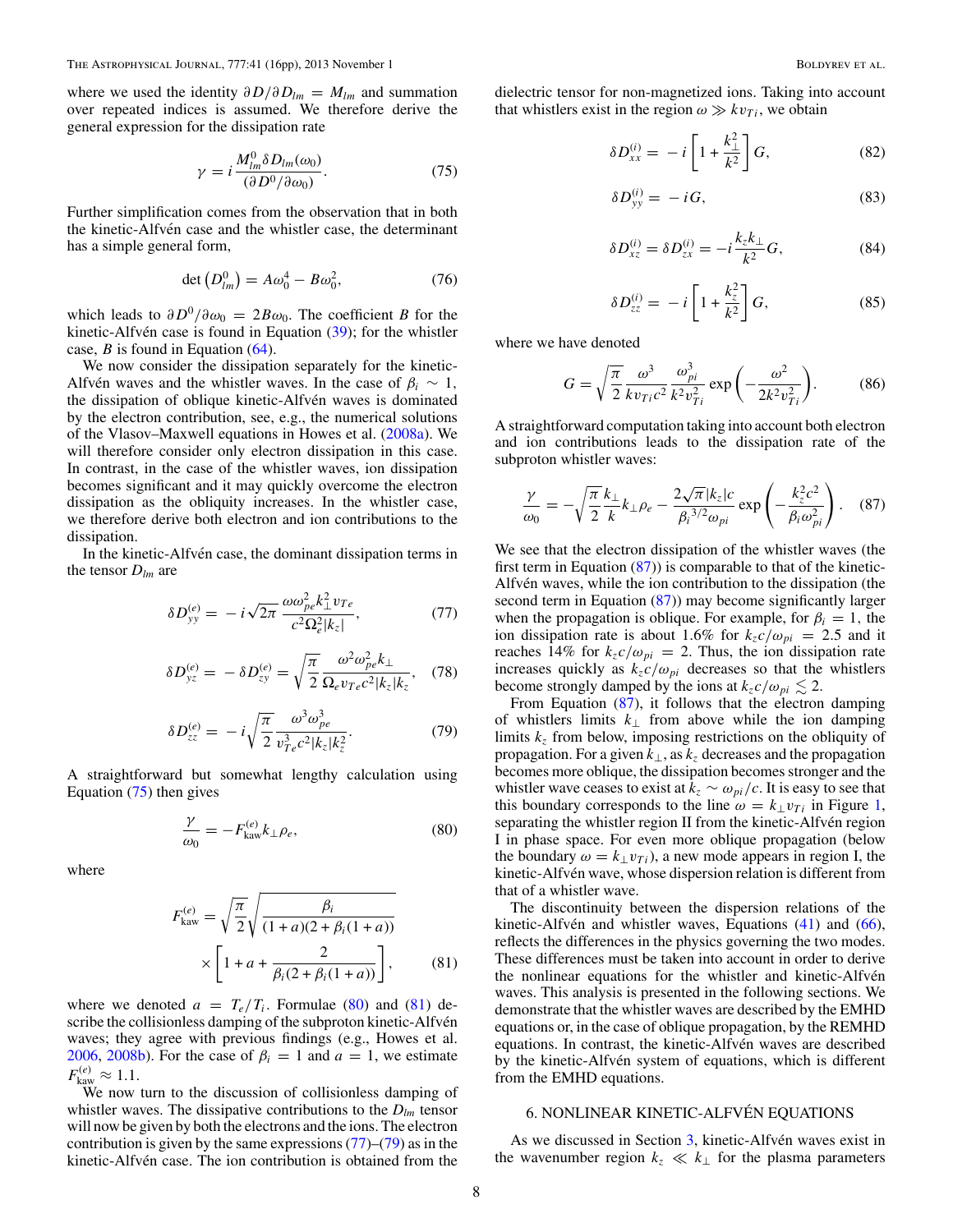where we used the identity $\partial D/\partial D_{lm} = M_{lm}$ and summation over repeated indices is assumed. We therefore derive the general expression for the dissipation rate

$$\gamma = i\frac{M^0_{lm}\delta D_{lm}(\omega_0)}{(\partial D^0/\partial\omega_0)}. \quad (75)$$

Further simplification comes from the observation that in both the kinetic-Alfvén case and the whistler case, the determinant has a simple general form,

$$\det\left(D^0_{lm}\right) = A\omega_0^4 - B\omega_0^2, \quad (76)$$

which leads to $\partial D^0/\partial\omega_0 = 2B\omega_0$. The coefficient $B$ for the kinetic-Alfvén case is found in Equation (39); for the whistler case, $B$ is found in Equation (64).

We now consider the dissipation separately for the kinetic-Alfvén waves and the whistler waves. In the case of $\beta_i \sim 1$, the dissipation of oblique kinetic-Alfvén waves is dominated by the electron contribution, see, e.g., the numerical solutions of the Vlasov–Maxwell equations in Howes et al. (2008a). We will therefore consider only electron dissipation in this case. In contrast, in the case of the whistler waves, ion dissipation becomes significant and it may quickly overcome the electron dissipation as the obliquity increases. In the whistler case, we therefore derive both electron and ion contributions to the dissipation.

In the kinetic-Alfvén case, the dominant dissipation terms in the tensor $D_{lm}$ are

$$\delta D^{(e)}_{yy} = -i\sqrt{2\pi}\,\frac{\omega\omega_{pe}^2 k_\perp^2 v_{Te}}{c^2\Omega_e^2|k_z|}, \quad (77)$$

$$\delta D^{(e)}_{yz} = -\delta D^{(e)}_{zy} = \sqrt{\frac{\pi}{2}}\,\frac{\omega^2\omega_{pe}^2 k_\perp}{\Omega_e v_{Te} c^2|k_z|k_z}, \quad (78)$$

$$\delta D^{(e)}_{zz} = -i\sqrt{\frac{\pi}{2}}\,\frac{\omega^3\omega_{pe}^3}{v_{Te}^3 c^2|k_z|k_z^2}. \quad (79)$$

A straightforward but somewhat lengthy calculation using Equation (75) then gives

$$\frac{\gamma}{\omega_0} = -F^{(e)}_{\text{kaw}}k_\perp\rho_e, \quad (80)$$

where

$$F^{(e)}_{\text{kaw}} = \sqrt{\frac{\pi}{2}}\sqrt{\frac{\beta_i}{(1+a)(2+\beta_i(1+a))}} \times\left[1+a+\frac{2}{\beta_i(2+\beta_i(1+a))}\right], \quad (81)$$

where we denoted $a = T_e/T_i$. Formulae (80) and (81) describe the collisionless damping of the subproton kinetic-Alfvén waves; they agree with previous findings (e.g., Howes et al. 2006, 2008b). For the case of $\beta_i = 1$ and $a = 1$, we estimate $F^{(e)}_{\text{kaw}} \approx 1.1$.

We now turn to the discussion of collisionless damping of whistler waves. The dissipative contributions to the $D_{lm}$ tensor will now be given by both the electrons and the ions. The electron contribution is given by the same expressions (77)–(79) as in the kinetic-Alfvén case. The ion contribution is obtained from the dielectric tensor for non-magnetized ions. Taking into account that whistlers exist in the region $\omega \gg kv_{Ti}$, we obtain

$$\delta D^{(i)}_{xx} = -i\left[1+\frac{k_\perp^2}{k^2}\right]G, \quad (82)$$

$$\delta D^{(i)}_{yy} = -iG, \quad (83)$$

$$\delta D^{(i)}_{xz} = \delta D^{(i)}_{zx} = -i\frac{k_z k_\perp}{k^2}G, \quad (84)$$

$$\delta D^{(i)}_{zz} = -i\left[1+\frac{k_z^2}{k^2}\right]G, \quad (85)$$

where we have denoted

$$G = \sqrt{\frac{\pi}{2}}\,\frac{\omega^3}{kv_{Ti}c^2}\,\frac{\omega_{pi}^3}{k^2v_{Ti}^2}\exp\left(-\frac{\omega^2}{2k^2v_{Ti}^2}\right). \quad (86)$$

A straightforward computation taking into account both electron and ion contributions leads to the dissipation rate of the subproton whistler waves:

$$\frac{\gamma}{\omega_0} = -\sqrt{\frac{\pi}{2}}\frac{k_\perp}{k}k_\perp\rho_e - \frac{2\sqrt{\pi}|k_z|c}{\beta_i^{3/2}\omega_{pi}}\exp\left(-\frac{k_z^2c^2}{\beta_i\omega_{pi}^2}\right). \quad (87)$$

We see that the electron dissipation of the whistler waves (the first term in Equation (87)) is comparable to that of the kinetic-Alfvén waves, while the ion contribution to the dissipation (the second term in Equation (87)) may become significantly larger when the propagation is oblique. For example, for $\beta_i = 1$, the ion dissipation rate is about 1.6% for $k_zc/\omega_{pi} = 2.5$ and it reaches 14% for $k_zc/\omega_{pi} = 2$. Thus, the ion dissipation rate increases quickly as $k_zc/\omega_{pi}$ decreases so that the whistlers become strongly damped by the ions at $k_zc/\omega_{pi} \lesssim 2$.

From Equation (87), it follows that the electron damping of whistlers limits $k_\perp$ from above while the ion damping limits $k_z$ from below, imposing restrictions on the obliquity of propagation. For a given $k_\perp$, as $k_z$ decreases and the propagation becomes more oblique, the dissipation becomes stronger and the whistler wave ceases to exist at $k_z \sim \omega_{pi}/c$. It is easy to see that this boundary corresponds to the line $\omega = k_\perp v_{Ti}$ in Figure 1, separating the whistler region II from the kinetic-Alfvén region I in phase space. For even more oblique propagation (below the boundary $\omega = k_\perp v_{Ti}$), a new mode appears in region I, the kinetic-Alfvén wave, whose dispersion relation is different from that of a whistler wave.

The discontinuity between the dispersion relations of the kinetic-Alfvén and whistler waves, Equations (41) and (66), reflects the differences in the physics governing the two modes. These differences must be taken into account in order to derive the nonlinear equations for the whistler and kinetic-Alfvén waves. This analysis is presented in the following sections. We demonstrate that the whistler waves are described by the EMHD equations or, in the case of oblique propagation, by the REMHD equations. In contrast, the kinetic-Alfvén waves are described by the kinetic-Alfvén system of equations, which is different from the EMHD equations.

## 6. NONLINEAR KINETIC-ALFVÉN EQUATIONS

As we discussed in Section 3, kinetic-Alfvén waves exist in the wavenumber region $k_z \ll k_\perp$ for the plasma parameters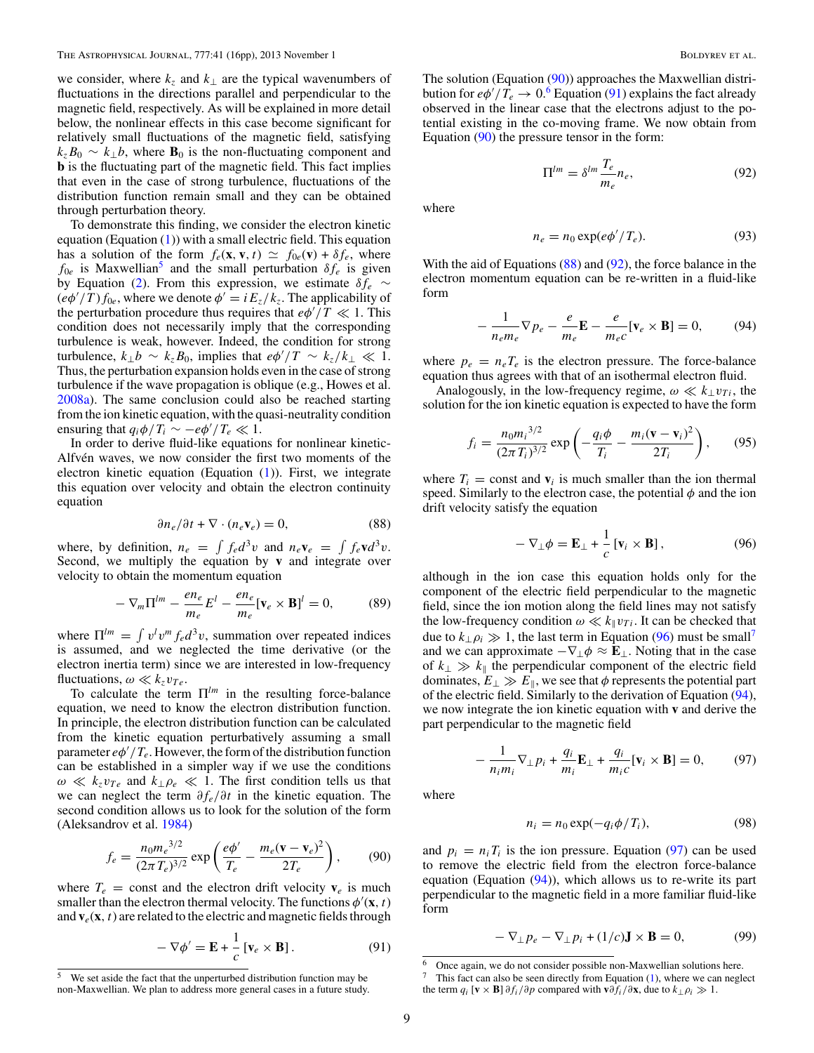we consider, where $k_z$ and $k_\perp$ are the typical wavenumbers of fluctuations in the directions parallel and perpendicular to the magnetic field, respectively. As will be explained in more detail below, the nonlinear effects in this case become significant for relatively small fluctuations of the magnetic field, satisfying $k_z B_0 \sim k_\perp b$, where $\mathbf{B}_0$ is the non-fluctuating component and $\mathbf{b}$ is the fluctuating part of the magnetic field. This fact implies that even in the case of strong turbulence, fluctuations of the distribution function remain small and they can be obtained through perturbation theory.

To demonstrate this finding, we consider the electron kinetic equation (Equation (1)) with a small electric field. This equation has a solution of the form $f_e(\mathbf{x}, \mathbf{v}, t) \simeq f_{0e}(\mathbf{v}) + \delta f_e$, where $f_{0e}$ is Maxwellian[5] and the small perturbation $\delta f_e$ is given by Equation (2). From this expression, we estimate $\delta f_e \sim (e\phi'/T) f_{0e}$, where we denote $\phi' = i E_z/k_z$. The applicability of the perturbation procedure thus requires that $e\phi'/T \ll 1$. This condition does not necessarily imply that the corresponding turbulence is weak, however. Indeed, the condition for strong turbulence, $k_\perp b \sim k_z B_0$, implies that $e\phi'/T \sim k_z/k_\perp \ll 1$. Thus, the perturbation expansion holds even in the case of strong turbulence if the wave propagation is oblique (e.g., Howes et al. 2008a). The same conclusion could also be reached starting from the ion kinetic equation, with the quasi-neutrality condition ensuring that $q_i\phi/T_i \sim -e\phi'/T_e \ll 1$.

In order to derive fluid-like equations for nonlinear kinetic-Alfvén waves, we now consider the first two moments of the electron kinetic equation (Equation (1)). First, we integrate this equation over velocity and obtain the electron continuity equation

$$\partial n_e/\partial t + \nabla \cdot (n_e \mathbf{v}_e) = 0, \tag{88}$$

where, by definition, $n_e = \int f_e d^3v$ and $n_e\mathbf{v}_e = \int f_e \mathbf{v} d^3v$. Second, we multiply the equation by $\mathbf{v}$ and integrate over velocity to obtain the momentum equation

$$-\nabla_m \Pi^{lm} - \frac{e n_e}{m_e} E^l - \frac{e n_e}{m_e}[\mathbf{v}_e \times \mathbf{B}]^l = 0, \tag{89}$$

where $\Pi^{lm} = \int v^l v^m f_e d^3v$, summation over repeated indices is assumed, and we neglected the time derivative (or the electron inertia term) since we are interested in low-frequency fluctuations, $\omega \ll k_z v_{Te}$.

To calculate the term $\Pi^{lm}$ in the resulting force-balance equation, we need to know the electron distribution function. In principle, the electron distribution function can be calculated from the kinetic equation perturbatively assuming a small parameter $e\phi'/T_e$. However, the form of the distribution function can be established in a simpler way if we use the conditions $\omega \ll k_z v_{Te}$ and $k_\perp \rho_e \ll 1$. The first condition tells us that we can neglect the term $\partial f_e/\partial t$ in the kinetic equation. The second condition allows us to look for the solution of the form (Aleksandrov et al. 1984)

$$f_e = \frac{n_0 {m_e}^{3/2}}{(2\pi T_e)^{3/2}} \exp\left(\frac{e\phi'}{T_e} - \frac{m_e(\mathbf{v}-\mathbf{v}_e)^2}{2T_e}\right), \tag{90}$$

where $T_e = \text{const}$ and the electron drift velocity $\mathbf{v}_e$ is much smaller than the electron thermal velocity. The functions $\phi'(\mathbf{x}, t)$ and $\mathbf{v}_e(\mathbf{x}, t)$ are related to the electric and magnetic fields through

$$-\nabla\phi' = \mathbf{E} + \frac{1}{c}[\mathbf{v}_e \times \mathbf{B}]. \tag{91}$$

The solution (Equation (90)) approaches the Maxwellian distribution for $e\phi'/T_e \to 0$.[6] Equation (91) explains the fact already observed in the linear case that the electrons adjust to the potential existing in the co-moving frame. We now obtain from Equation (90) the pressure tensor in the form:

$$\Pi^{lm} = \delta^{lm}\frac{T_e}{m_e} n_e, \tag{92}$$

where

$$n_e = n_0 \exp(e\phi'/T_e). \tag{93}$$

With the aid of Equations (88) and (92), the force balance in the electron momentum equation can be re-written in a fluid-like form

$$-\frac{1}{n_e m_e}\nabla p_e - \frac{e}{m_e}\mathbf{E} - \frac{e}{m_e c}[\mathbf{v}_e \times \mathbf{B}] = 0, \tag{94}$$

where $p_e = n_e T_e$ is the electron pressure. The force-balance equation thus agrees with that of an isothermal electron fluid.

Analogously, in the low-frequency regime, $\omega \ll k_\perp v_{Ti}$, the solution for the ion kinetic equation is expected to have the form

$$f_i = \frac{n_0 {m_i}^{3/2}}{(2\pi T_i)^{3/2}} \exp\left(-\frac{q_i\phi}{T_i} - \frac{m_i(\mathbf{v}-\mathbf{v}_i)^2}{2T_i}\right), \tag{95}$$

where $T_i = \text{const}$ and $\mathbf{v}_i$ is much smaller than the ion thermal speed. Similarly to the electron case, the potential $\phi$ and the ion drift velocity satisfy the equation

$$-\nabla_\perp\phi = \mathbf{E}_\perp + \frac{1}{c}[\mathbf{v}_i \times \mathbf{B}], \tag{96}$$

although in the ion case this equation holds only for the component of the electric field perpendicular to the magnetic field, since the ion motion along the field lines may not satisfy the low-frequency condition $\omega \ll k_\| v_{Ti}$. It can be checked that due to $k_\perp\rho_i \gg 1$, the last term in Equation (96) must be small[7] and we can approximate $-\nabla_\perp\phi \approx \mathbf{E}_\perp$. Noting that in the case of $k_\perp \gg k_\|$ the perpendicular component of the electric field dominates, $E_\perp \gg E_\|$, we see that $\phi$ represents the potential part of the electric field. Similarly to the derivation of Equation (94), we now integrate the ion kinetic equation with $\mathbf{v}$ and derive the part perpendicular to the magnetic field

$$-\frac{1}{n_i m_i}\nabla_\perp p_i + \frac{q_i}{m_i}\mathbf{E}_\perp + \frac{q_i}{m_i c}[\mathbf{v}_i \times \mathbf{B}] = 0, \tag{97}$$

where

$$n_i = n_0 \exp(-q_i\phi/T_i), \tag{98}$$

and $p_i = n_i T_i$ is the ion pressure. Equation (97) can be used to remove the electric field from the electron force-balance equation (Equation (94)), which allows us to re-write its part perpendicular to the magnetic field in a more familiar fluid-like form

$$-\nabla_\perp p_e - \nabla_\perp p_i + (1/c)\mathbf{J} \times \mathbf{B} = 0, \tag{99}$$

---

[5] We set aside the fact that the unperturbed distribution function may be non-Maxwellian. We plan to address more general cases in a future study.

[6] Once again, we do not consider possible non-Maxwellian solutions here.

[7] This fact can also be seen directly from Equation (1), where we can neglect the term $q_i [\mathbf{v} \times \mathbf{B}]\, \partial f_i/\partial \mathbf{p}$ compared with $\mathbf{v}\partial f_i/\partial \mathbf{x}$, due to $k_\perp\rho_i \gg 1$.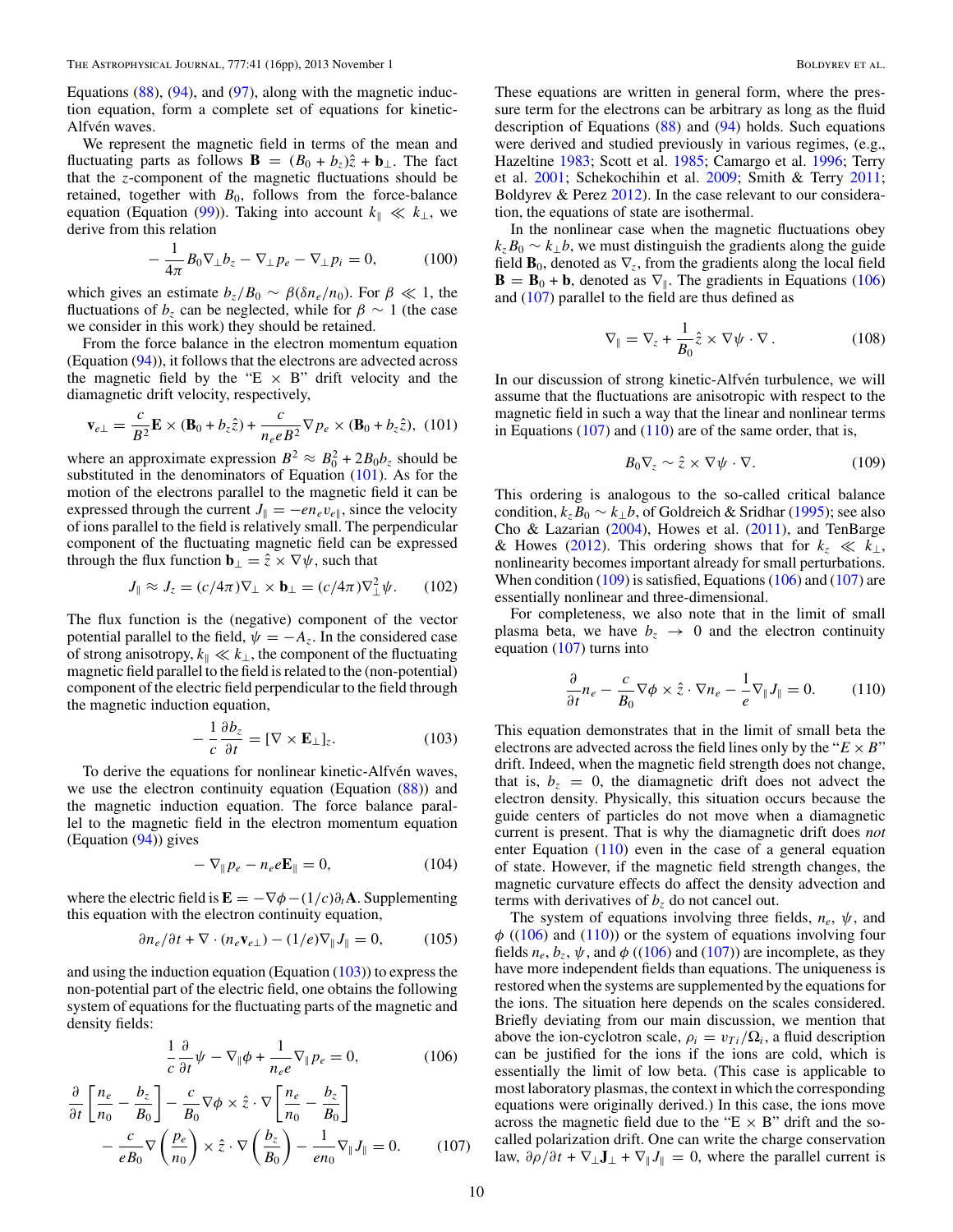Equations (88), (94), and (97), along with the magnetic induction equation, form a complete set of equations for kinetic-Alfvén waves.

We represent the magnetic field in terms of the mean and fluctuating parts as follows $\mathbf{B} = (B_0 + b_z)\hat{z} + \mathbf{b}_\perp$. The fact that the $z$-component of the magnetic fluctuations should be retained, together with $B_0$, follows from the force-balance equation (Equation (99)). Taking into account $k_\parallel \ll k_\perp$, we derive from this relation

$$-\frac{1}{4\pi}B_0\nabla_\perp b_z - \nabla_\perp p_e - \nabla_\perp p_i = 0, \tag{100}$$

which gives an estimate $b_z/B_0 \sim \beta(\delta n_e/n_0)$. For $\beta \ll 1$, the fluctuations of $b_z$ can be neglected, while for $\beta \sim 1$ (the case we consider in this work) they should be retained.

From the force balance in the electron momentum equation (Equation (94)), it follows that the electrons are advected across the magnetic field by the "E × B" drift velocity and the diamagnetic drift velocity, respectively,

$$\mathbf{v}_{e\perp} = \frac{c}{B^2}\mathbf{E}\times(\mathbf{B}_0 + b_z\hat{z}) + \frac{c}{n_e e B^2}\nabla p_e \times (\mathbf{B}_0 + b_z\hat{z}), \tag{101}$$

where an approximate expression $B^2 \approx B_0^2 + 2B_0 b_z$ should be substituted in the denominators of Equation (101). As for the motion of the electrons parallel to the magnetic field it can be expressed through the current $J_\parallel = -en_e v_{e\parallel}$, since the velocity of ions parallel to the field is relatively small. The perpendicular component of the fluctuating magnetic field can be expressed through the flux function $\mathbf{b}_\perp = \hat{z}\times\nabla\psi$, such that

$$J_\parallel \approx J_z = (c/4\pi)\nabla_\perp \times \mathbf{b}_\perp = (c/4\pi)\nabla_\perp^2\psi. \tag{102}$$

The flux function is the (negative) component of the vector potential parallel to the field, $\psi = -A_z$. In the considered case of strong anisotropy, $k_\parallel \ll k_\perp$, the component of the fluctuating magnetic field parallel to the field is related to the (non-potential) component of the electric field perpendicular to the field through the magnetic induction equation,

$$-\frac{1}{c}\frac{\partial b_z}{\partial t} = [\nabla\times\mathbf{E}_\perp]_z. \tag{103}$$

To derive the equations for nonlinear kinetic-Alfvén waves, we use the electron continuity equation (Equation (88)) and the magnetic induction equation. The force balance parallel to the magnetic field in the electron momentum equation (Equation (94)) gives

$$-\nabla_\parallel p_e - n_e e\mathbf{E}_\parallel = 0, \tag{104}$$

where the electric field is $\mathbf{E} = -\nabla\phi - (1/c)\partial_t\mathbf{A}$. Supplementing this equation with the electron continuity equation,

$$\partial n_e/\partial t + \nabla\cdot(n_e\mathbf{v}_{e\perp}) - (1/e)\nabla_\parallel J_\parallel = 0, \tag{105}$$

and using the induction equation (Equation (103)) to express the non-potential part of the electric field, one obtains the following system of equations for the fluctuating parts of the magnetic and density fields:

$$\frac{1}{c}\frac{\partial}{\partial t}\psi - \nabla_\parallel\phi + \frac{1}{n_e e}\nabla_\parallel p_e = 0, \tag{106}$$

$$\frac{\partial}{\partial t}\left[\frac{n_e}{n_0} - \frac{b_z}{B_0}\right] - \frac{c}{B_0}\nabla\phi\times\hat{z}\cdot\nabla\left[\frac{n_e}{n_0} - \frac{b_z}{B_0}\right] - \frac{c}{eB_0}\nabla\left(\frac{p_e}{n_0}\right)\times\hat{z}\cdot\nabla\left(\frac{b_z}{B_0}\right) - \frac{1}{en_0}\nabla_\parallel J_\parallel = 0. \tag{107}$$

These equations are written in general form, where the pressure term for the electrons can be arbitrary as long as the fluid description of Equations (88) and (94) holds. Such equations were derived and studied previously in various regimes, (e.g., Hazeltine 1983; Scott et al. 1985; Camargo et al. 1996; Terry et al. 2001; Schekochihin et al. 2009; Smith & Terry 2011; Boldyrev & Perez 2012). In the case relevant to our consideration, the equations of state are isothermal.

In the nonlinear case when the magnetic fluctuations obey $k_z B_0 \sim k_\perp b$, we must distinguish the gradients along the guide field $\mathbf{B}_0$, denoted as $\nabla_z$, from the gradients along the local field $\mathbf{B} = \mathbf{B}_0 + \mathbf{b}$, denoted as $\nabla_\parallel$. The gradients in Equations (106) and (107) parallel to the field are thus defined as

$$\nabla_\parallel = \nabla_z + \frac{1}{B_0}\hat{z}\times\nabla\psi\cdot\nabla\,. \tag{108}$$

In our discussion of strong kinetic-Alfvén turbulence, we will assume that the fluctuations are anisotropic with respect to the magnetic field in such a way that the linear and nonlinear terms in Equations (107) and (110) are of the same order, that is,

$$B_0\nabla_z \sim \hat{z}\times\nabla\psi\cdot\nabla. \tag{109}$$

This ordering is analogous to the so-called critical balance condition, $k_z B_0 \sim k_\perp b$, of Goldreich & Sridhar (1995); see also Cho & Lazarian (2004), Howes et al. (2011), and TenBarge & Howes (2012). This ordering shows that for $k_z \ll k_\perp$, nonlinearity becomes important already for small perturbations. When condition (109) is satisfied, Equations (106) and (107) are essentially nonlinear and three-dimensional.

For completeness, we also note that in the limit of small plasma beta, we have $b_z \to 0$ and the electron continuity equation (107) turns into

$$\frac{\partial}{\partial t}n_e - \frac{c}{B_0}\nabla\phi\times\hat{z}\cdot\nabla n_e - \frac{1}{e}\nabla_\parallel J_\parallel = 0. \tag{110}$$

This equation demonstrates that in the limit of small beta the electrons are advected across the field lines only by the "$E\times B$" drift. Indeed, when the magnetic field strength does not change, that is, $b_z = 0$, the diamagnetic drift does not advect the electron density. Physically, this situation occurs because the guide centers of particles do not move when a diamagnetic current is present. That is why the diamagnetic drift does *not* enter Equation (110) even in the case of a general equation of state. However, if the magnetic field strength changes, the magnetic curvature effects do affect the density advection and terms with derivatives of $b_z$ do not cancel out.

The system of equations involving three fields, $n_e$, $\psi$, and $\phi$ ((106) and (110)) or the system of equations involving four fields $n_e$, $b_z$, $\psi$, and $\phi$ ((106) and (107)) are incomplete, as they have more independent fields than equations. The uniqueness is restored when the systems are supplemented by the equations for the ions. The situation here depends on the scales considered. Briefly deviating from our main discussion, we mention that above the ion-cyclotron scale, $\rho_i = v_{Ti}/\Omega_i$, a fluid description can be justified for the ions if the ions are cold, which is essentially the limit of low beta. (This case is applicable to most laboratory plasmas, the context in which the corresponding equations were originally derived.) In this case, the ions move across the magnetic field due to the "E × B" drift and the so-called polarization drift. One can write the charge conservation law, $\partial\rho/\partial t + \nabla_\perp\mathbf{J}_\perp + \nabla_\parallel J_\parallel = 0$, where the parallel current is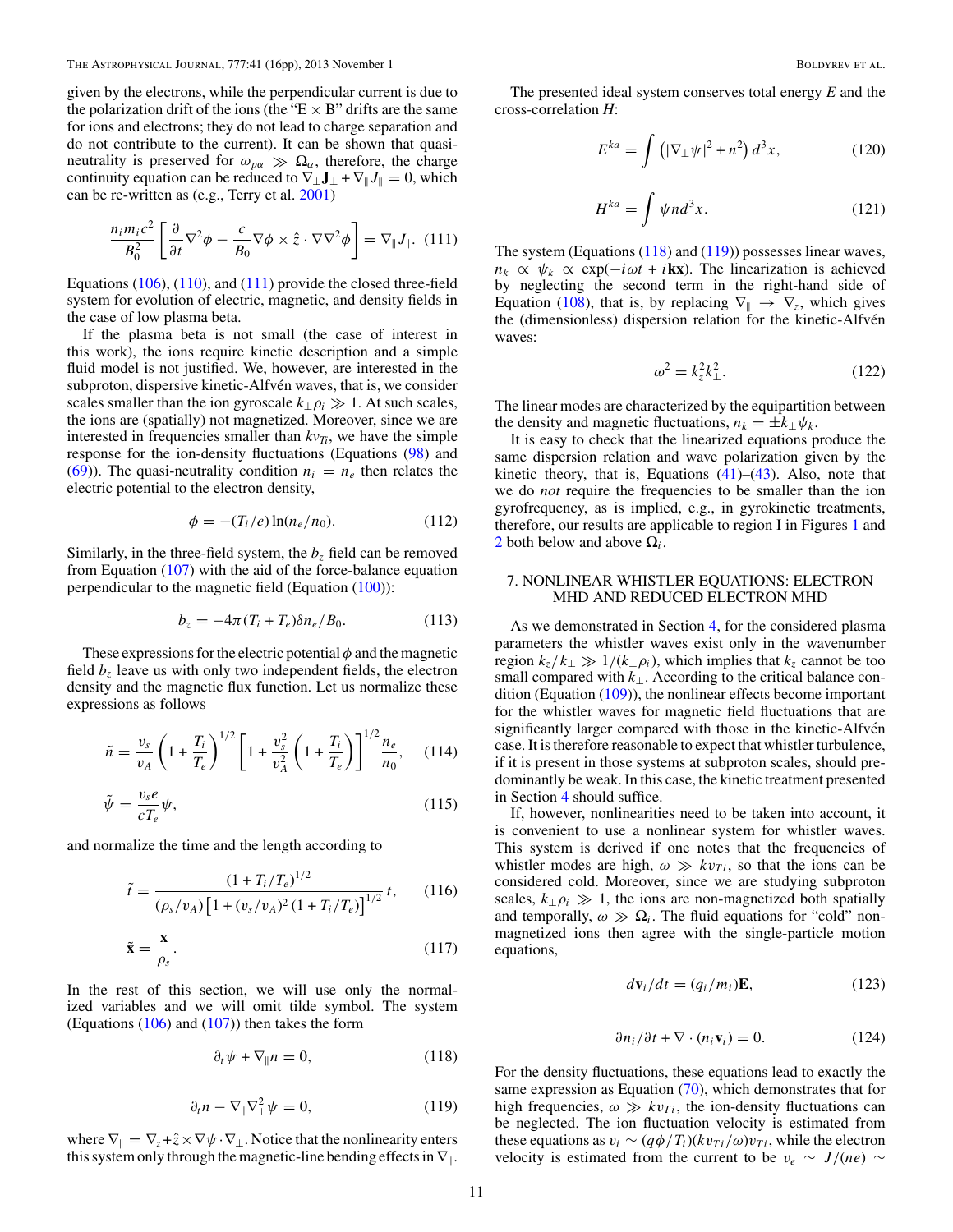given by the electrons, while the perpendicular current is due to the polarization drift of the ions (the "E × B" drifts are the same for ions and electrons; they do not lead to charge separation and do not contribute to the current). It can be shown that quasi-neutrality is preserved for $\omega_{p\alpha} \gg \Omega_\alpha$, therefore, the charge continuity equation can be reduced to $\nabla_\perp \mathbf{J}_\perp + \nabla_\| J_\| = 0$, which can be re-written as (e.g., Terry et al. 2001)

$$\frac{n_i m_i c^2}{B_0^2}\left[\frac{\partial}{\partial t}\nabla^2\phi - \frac{c}{B_0}\nabla\phi \times \hat{z}\cdot\nabla\nabla^2\phi\right] = \nabla_\| J_\|. \quad (111)$$

Equations (106), (110), and (111) provide the closed three-field system for evolution of electric, magnetic, and density fields in the case of low plasma beta.

If the plasma beta is not small (the case of interest in this work), the ions require kinetic description and a simple fluid model is not justified. We, however, are interested in the subproton, dispersive kinetic-Alfvén waves, that is, we consider scales smaller than the ion gyroscale $k_\perp\rho_i \gg 1$. At such scales, the ions are (spatially) not magnetized. Moreover, since we are interested in frequencies smaller than $kv_{Ti}$, we have the simple response for the ion-density fluctuations (Equations (98) and (69)). The quasi-neutrality condition $n_i = n_e$ then relates the electric potential to the electron density,

$$\phi = -(T_i/e)\ln(n_e/n_0). \quad (112)$$

Similarly, in the three-field system, the $b_z$ field can be removed from Equation (107) with the aid of the force-balance equation perpendicular to the magnetic field (Equation (100)):

$$b_z = -4\pi(T_i + T_e)\delta n_e/B_0. \quad (113)$$

These expressions for the electric potential $\phi$ and the magnetic field $b_z$ leave us with only two independent fields, the electron density and the magnetic flux function. Let us normalize these expressions as follows

$$\tilde{n} = \frac{v_s}{v_A}\left(1+\frac{T_i}{T_e}\right)^{1/2}\left[1+\frac{v_s^2}{v_A^2}\left(1+\frac{T_i}{T_e}\right)\right]^{1/2}\frac{n_e}{n_0}, \quad (114)$$

$$\tilde{\psi} = \frac{v_s e}{cT_e}\psi, \quad (115)$$

and normalize the time and the length according to

$$\tilde{t} = \frac{(1+T_i/T_e)^{1/2}}{(\rho_s/v_A)\left[1+(v_s/v_A)^2(1+T_i/T_e)\right]^{1/2}}\,t, \quad (116)$$

$$\tilde{\mathbf{x}} = \frac{\mathbf{x}}{\rho_s}. \quad (117)$$

In the rest of this section, we will use only the normalized variables and we will omit tilde symbol. The system (Equations (106) and (107)) then takes the form

$$\partial_t\psi + \nabla_\| n = 0, \quad (118)$$

$$\partial_t n - \nabla_\|\nabla_\perp^2\psi = 0, \quad (119)$$

where $\nabla_\| = \nabla_z + \hat{z}\times\nabla\psi\cdot\nabla_\perp$. Notice that the nonlinearity enters this system only through the magnetic-line bending effects in $\nabla_\|$.

The presented ideal system conserves total energy $E$ and the cross-correlation $H$:

$$E^{ka} = \int\left(|\nabla_\perp\psi|^2 + n^2\right)d^3x, \quad (120)$$

$$H^{ka} = \int \psi n d^3x. \quad (121)$$

The system (Equations (118) and (119)) possesses linear waves, $n_k \propto \psi_k \propto \exp(-i\omega t + i\mathbf{kx})$. The linearization is achieved by neglecting the second term in the right-hand side of Equation (108), that is, by replacing $\nabla_\| \to \nabla_z$, which gives the (dimensionless) dispersion relation for the kinetic-Alfvén waves:

$$\omega^2 = k_z^2 k_\perp^2. \quad (122)$$

The linear modes are characterized by the equipartition between the density and magnetic fluctuations, $n_k = \pm k_\perp\psi_k$.

It is easy to check that the linearized equations produce the same dispersion relation and wave polarization given by the kinetic theory, that is, Equations (41)–(43). Also, note that we do *not* require the frequencies to be smaller than the ion gyrofrequency, as is implied, e.g., in gyrokinetic treatments, therefore, our results are applicable to region I in Figures 1 and 2 both below and above $\Omega_i$.

## 7. NONLINEAR WHISTLER EQUATIONS: ELECTRON MHD AND REDUCED ELECTRON MHD

As we demonstrated in Section 4, for the considered plasma parameters the whistler waves exist only in the wavenumber region $k_z/k_\perp \gg 1/(k_\perp\rho_i)$, which implies that $k_z$ cannot be too small compared with $k_\perp$. According to the critical balance condition (Equation (109)), the nonlinear effects become important for the whistler waves for magnetic field fluctuations that are significantly larger compared with those in the kinetic-Alfvén case. It is therefore reasonable to expect that whistler turbulence, if it is present in those systems at subproton scales, should predominantly be weak. In this case, the kinetic treatment presented in Section 4 should suffice.

If, however, nonlinearities need to be taken into account, it is convenient to use a nonlinear system for whistler waves. This system is derived if one notes that the frequencies of whistler modes are high, $\omega \gg kv_{Ti}$, so that the ions can be considered cold. Moreover, since we are studying subproton scales, $k_\perp\rho_i \gg 1$, the ions are non-magnetized both spatially and temporally, $\omega \gg \Omega_i$. The fluid equations for "cold" non-magnetized ions then agree with the single-particle motion equations,

$$d\mathbf{v}_i/dt = (q_i/m_i)\mathbf{E}, \quad (123)$$

$$\partial n_i/\partial t + \nabla\cdot(n_i\mathbf{v}_i) = 0. \quad (124)$$

For the density fluctuations, these equations lead to exactly the same expression as Equation (70), which demonstrates that for high frequencies, $\omega \gg kv_{Ti}$, the ion-density fluctuations can be neglected. The ion fluctuation velocity is estimated from these equations as $v_i \sim (q\phi/T_i)(kv_{Ti}/\omega)v_{Ti}$, while the electron velocity is estimated from the current to be $v_e \sim J/(ne) \sim$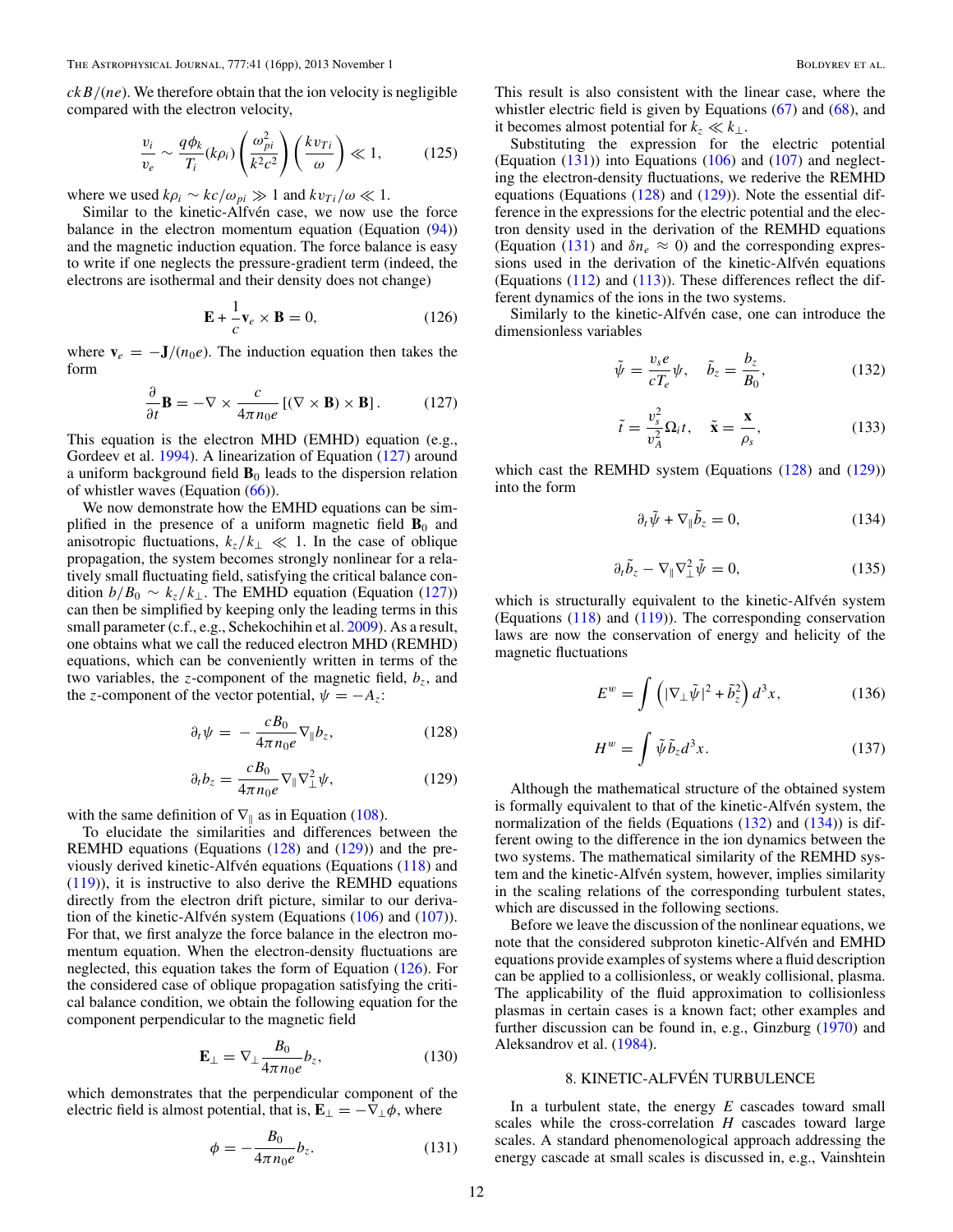$ckB/(ne)$. We therefore obtain that the ion velocity is negligible compared with the electron velocity,

$$\frac{v_i}{v_e} \sim \frac{q\phi_k}{T_i}(k\rho_i)\left(\frac{\omega_{pi}^2}{k^2c^2}\right)\left(\frac{kv_{Ti}}{\omega}\right) \ll 1, \tag{125}$$

where we used $k\rho_i \sim kc/\omega_{pi} \gg 1$ and $kv_{Ti}/\omega \ll 1$.

Similar to the kinetic-Alfvén case, we now use the force balance in the electron momentum equation (Equation (94)) and the magnetic induction equation. The force balance is easy to write if one neglects the pressure-gradient term (indeed, the electrons are isothermal and their density does not change)

$$\mathbf{E} + \frac{1}{c}\mathbf{v}_e \times \mathbf{B} = 0, \tag{126}$$

where $\mathbf{v}_e = -\mathbf{J}/(n_0 e)$. The induction equation then takes the form

$$\frac{\partial}{\partial t}\mathbf{B} = -\nabla \times \frac{c}{4\pi n_0 e}\left[(\nabla \times \mathbf{B}) \times \mathbf{B}\right]. \tag{127}$$

This equation is the electron MHD (EMHD) equation (e.g., Gordeev et al. 1994). A linearization of Equation (127) around a uniform background field $\mathbf{B}_0$ leads to the dispersion relation of whistler waves (Equation (66)).

We now demonstrate how the EMHD equations can be simplified in the presence of a uniform magnetic field $\mathbf{B}_0$ and anisotropic fluctuations, $k_z/k_\perp \ll 1$. In the case of oblique propagation, the system becomes strongly nonlinear for a relatively small fluctuating field, satisfying the critical balance condition $b/B_0 \sim k_z/k_\perp$. The EMHD equation (Equation (127)) can then be simplified by keeping only the leading terms in this small parameter (c.f., e.g., Schekochihin et al. 2009). As a result, one obtains what we call the reduced electron MHD (REMHD) equations, which can be conveniently written in terms of the two variables, the $z$-component of the magnetic field, $b_z$, and the $z$-component of the vector potential, $\psi = -A_z$:

$$\partial_t \psi = -\frac{cB_0}{4\pi n_0 e}\nabla_\| b_z, \tag{128}$$

$$\partial_t b_z = \frac{cB_0}{4\pi n_0 e}\nabla_\| \nabla_\perp^2 \psi, \tag{129}$$

with the same definition of $\nabla_\|$ as in Equation (108).

To elucidate the similarities and differences between the REMHD equations (Equations (128) and (129)) and the previously derived kinetic-Alfvén equations (Equations (118) and (119)), it is instructive to also derive the REMHD equations directly from the electron drift picture, similar to our derivation of the kinetic-Alfvén system (Equations (106) and (107)). For that, we first analyze the force balance in the electron momentum equation. When the electron-density fluctuations are neglected, this equation takes the form of Equation (126). For the considered case of oblique propagation satisfying the critical balance condition, we obtain the following equation for the component perpendicular to the magnetic field

$$\mathbf{E}_\perp = \nabla_\perp \frac{B_0}{4\pi n_0 e} b_z, \tag{130}$$

which demonstrates that the perpendicular component of the electric field is almost potential, that is, $\mathbf{E}_\perp = -\nabla_\perp \phi$, where

$$\phi = -\frac{B_0}{4\pi n_0 e} b_z. \tag{131}$$

This result is also consistent with the linear case, where the whistler electric field is given by Equations (67) and (68), and it becomes almost potential for $k_z \ll k_\perp$.

Substituting the expression for the electric potential (Equation (131)) into Equations (106) and (107) and neglecting the electron-density fluctuations, we rederive the REMHD equations (Equations (128) and (129)). Note the essential difference in the expressions for the electric potential and the electron density used in the derivation of the REMHD equations (Equation (131) and $\delta n_e \approx 0$) and the corresponding expressions used in the derivation of the kinetic-Alfvén equations (Equations (112) and (113)). These differences reflect the different dynamics of the ions in the two systems.

Similarly to the kinetic-Alfvén case, one can introduce the dimensionless variables

$$\tilde{\psi} = \frac{v_s e}{cT_e}\psi, \quad \tilde{b}_z = \frac{b_z}{B_0}, \tag{132}$$

$$\tilde{t} = \frac{v_s^2}{v_A^2}\Omega_i t, \quad \tilde{\mathbf{x}} = \frac{\mathbf{x}}{\rho_s}, \tag{133}$$

which cast the REMHD system (Equations (128) and (129)) into the form

$$\partial_t \tilde{\psi} + \nabla_\| \tilde{b}_z = 0, \tag{134}$$

$$\partial_t \tilde{b}_z - \nabla_\| \nabla_\perp^2 \tilde{\psi} = 0, \tag{135}$$

which is structurally equivalent to the kinetic-Alfvén system (Equations (118) and (119)). The corresponding conservation laws are now the conservation of energy and helicity of the magnetic fluctuations

$$E^w = \int \left(|\nabla_\perp \tilde{\psi}|^2 + \tilde{b}_z^2\right) d^3x, \tag{136}$$

$$H^w = \int \tilde{\psi}\tilde{b}_z d^3x. \tag{137}$$

Although the mathematical structure of the obtained system is formally equivalent to that of the kinetic-Alfvén system, the normalization of the fields (Equations (132) and (134)) is different owing to the difference in the ion dynamics between the two systems. The mathematical similarity of the REMHD system and the kinetic-Alfvén system, however, implies similarity in the scaling relations of the corresponding turbulent states, which are discussed in the following sections.

Before we leave the discussion of the nonlinear equations, we note that the considered subproton kinetic-Alfvén and EMHD equations provide examples of systems where a fluid description can be applied to a collisionless, or weakly collisional, plasma. The applicability of the fluid approximation to collisionless plasmas in certain cases is a known fact; other examples and further discussion can be found in, e.g., Ginzburg (1970) and Aleksandrov et al. (1984).

## 8. KINETIC-ALFVÉN TURBULENCE

In a turbulent state, the energy $E$ cascades toward small scales while the cross-correlation $H$ cascades toward large scales. A standard phenomenological approach addressing the energy cascade at small scales is discussed in, e.g., Vainshtein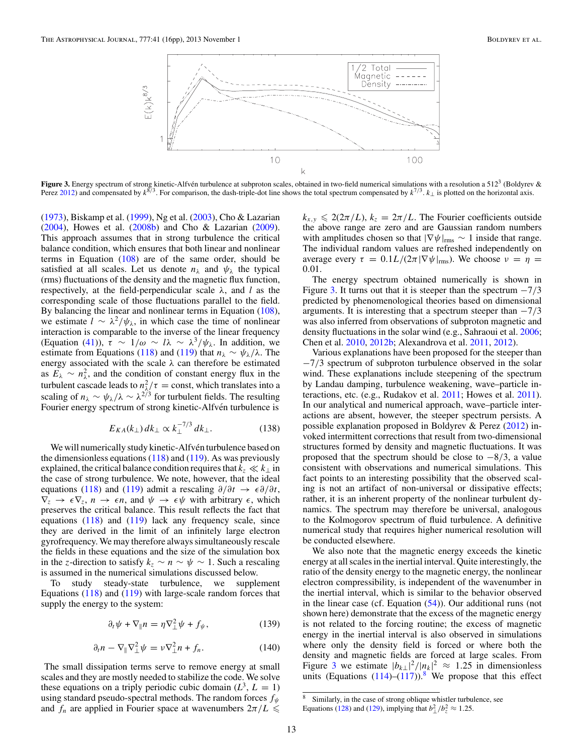**Figure 3.** Energy spectrum of strong kinetic-Alfvén turbulence at subproton scales, obtained in two-field numerical simulations with a resolution a $512^3$ (Boldyrev & Perez 2012) and compensated by $k^{8/3}$. For comparison, the dash-triple-dot line shows the total spectrum compensated by $k^{7/3}$. $k_\perp$ is plotted on the horizontal axis.

(1973), Biskamp et al. (1999), Ng et al. (2003), Cho & Lazarian (2004), Howes et al. (2008b) and Cho & Lazarian (2009). This approach assumes that in strong turbulence the critical balance condition, which ensures that both linear and nonlinear terms in Equation (108) are of the same order, should be satisfied at all scales. Let us denote $n_\lambda$ and $\psi_\lambda$ the typical (rms) fluctuations of the density and the magnetic flux function, respectively, at the field-perpendicular scale $\lambda$, and $l$ as the corresponding scale of those fluctuations parallel to the field. By balancing the linear and nonlinear terms in Equation (108), we estimate $l \sim \lambda^2/\psi_\lambda$, in which case the time of nonlinear interaction is comparable to the inverse of the linear frequency (Equation (41)), $\tau \sim 1/\omega \sim l\lambda \sim \lambda^3/\psi_\lambda$. In addition, we estimate from Equations (118) and (119) that $n_\lambda \sim \psi_\lambda/\lambda$. The energy associated with the scale $\lambda$ can therefore be estimated as $E_\lambda \sim n_\lambda^2$, and the condition of constant energy flux in the turbulent cascade leads to $n_\lambda^2/\tau = \text{const}$, which translates into a scaling of $n_\lambda \sim \psi_\lambda/\lambda \sim \lambda^{2/3}$ for turbulent fields. The resulting Fourier energy spectrum of strong kinetic-Alfvén turbulence is

$$E_{KA}(k_\perp)\, dk_\perp \propto k_\perp^{-7/3}\, dk_\perp. \tag{138}$$

We will numerically study kinetic-Alfvén turbulence based on the dimensionless equations (118) and (119). As was previously explained, the critical balance condition requires that $k_z \ll k_\perp$ in the case of strong turbulence. We note, however, that the ideal equations (118) and (119) admit a rescaling $\partial/\partial t \to \epsilon\partial/\partial t$, $\nabla_z \to \epsilon\nabla_z$, $n \to \epsilon n$, and $\psi \to \epsilon\psi$ with arbitrary $\epsilon$, which preserves the critical balance. This result reflects the fact that equations (118) and (119) lack any frequency scale, since they are derived in the limit of an infinitely large electron gyrofrequency. We may therefore always simultaneously rescale the fields in these equations and the size of the simulation box in the $z$-direction to satisfy $k_z \sim n \sim \psi \sim 1$. Such a rescaling is assumed in the numerical simulations discussed below.

To study steady-state turbulence, we supplement Equations (118) and (119) with large-scale random forces that supply the energy to the system:

$$\partial_t \psi + \nabla_\| n = \eta\nabla_\perp^2\psi + f_\psi, \tag{139}$$

$$\partial_t n - \nabla_\| \nabla_\perp^2\psi = \nu\nabla_\perp^2 n + f_n. \tag{140}$$

The small dissipation terms serve to remove energy at small scales and they are mostly needed to stabilize the code. We solve these equations on a triply periodic cubic domain ($L^3$, $L = 1$) using standard pseudo-spectral methods. The random forces $f_\psi$ and $f_n$ are applied in Fourier space at wavenumbers $2\pi/L \leqslant k_{x,y} \leqslant 2(2\pi/L)$, $k_z = 2\pi/L$. The Fourier coefficients outside the above range are zero and the forces are Gaussian random numbers with amplitudes chosen so that $|\nabla\psi|_{\rm rms} \sim 1$ inside that range. The individual random values are refreshed independently on average every $\tau = 0.1L/(2\pi|\nabla\psi|_{\rm rms})$. We choose $\nu = \eta = 0.01$.

The energy spectrum obtained numerically is shown in Figure 3. It turns out that it is steeper than the spectrum $-7/3$ predicted by phenomenological theories based on dimensional arguments. It is interesting that a spectrum steeper than $-7/3$ was also inferred from observations of subproton magnetic and density fluctuations in the solar wind (e.g., Sahraoui et al. 2006; Chen et al. 2010, 2012b; Alexandrova et al. 2011, 2012).

Various explanations have been proposed for the steeper than $-7/3$ spectrum of subproton turbulence observed in the solar wind. These explanations include steepening of the spectrum by Landau damping, turbulence weakening, wave–particle interactions, etc. (e.g., Rudakov et al. 2011; Howes et al. 2011). In our analytical and numerical approach, wave–particle interactions are absent, however, the steeper spectrum persists. A possible explanation proposed in Boldyrev & Perez (2012) invoked intermittent corrections that result from two-dimensional structures formed by density and magnetic fluctuations. It was proposed that the spectrum should be close to $-8/3$, a value consistent with observations and numerical simulations. This fact points to an interesting possibility that the observed scaling is not an artifact of non-universal or dissipative effects; rather, it is an inherent property of the nonlinear turbulent dynamics. The spectrum may therefore be universal, analogous to the Kolmogorov spectrum of fluid turbulence. A definitive numerical study that requires higher numerical resolution will be conducted elsewhere.

We also note that the magnetic energy exceeds the kinetic energy at all scales in the inertial interval. Quite interestingly, the ratio of the density energy to the magnetic energy, the nonlinear electron compressibility, is independent of the wavenumber in the inertial interval, which is similar to the behavior observed in the linear case (cf. Equation (54)). Our additional runs (not shown here) demonstrate that the excess of the magnetic energy is not related to the forcing routine; the excess of magnetic energy in the inertial interval is also observed in simulations where only the density field is forced or where both the density and magnetic fields are forced at large scales. From Figure 3 we estimate $|b_{k\perp}|^2/|n_k|^2 \approx 1.25$ in dimensionless units (Equations (114)–(117)).[8] We propose that this effect

[8] Similarly, in the case of strong oblique whistler turbulence, see Equations (128) and (129), implying that $b_\perp^2/b_z^2 \approx 1.25$.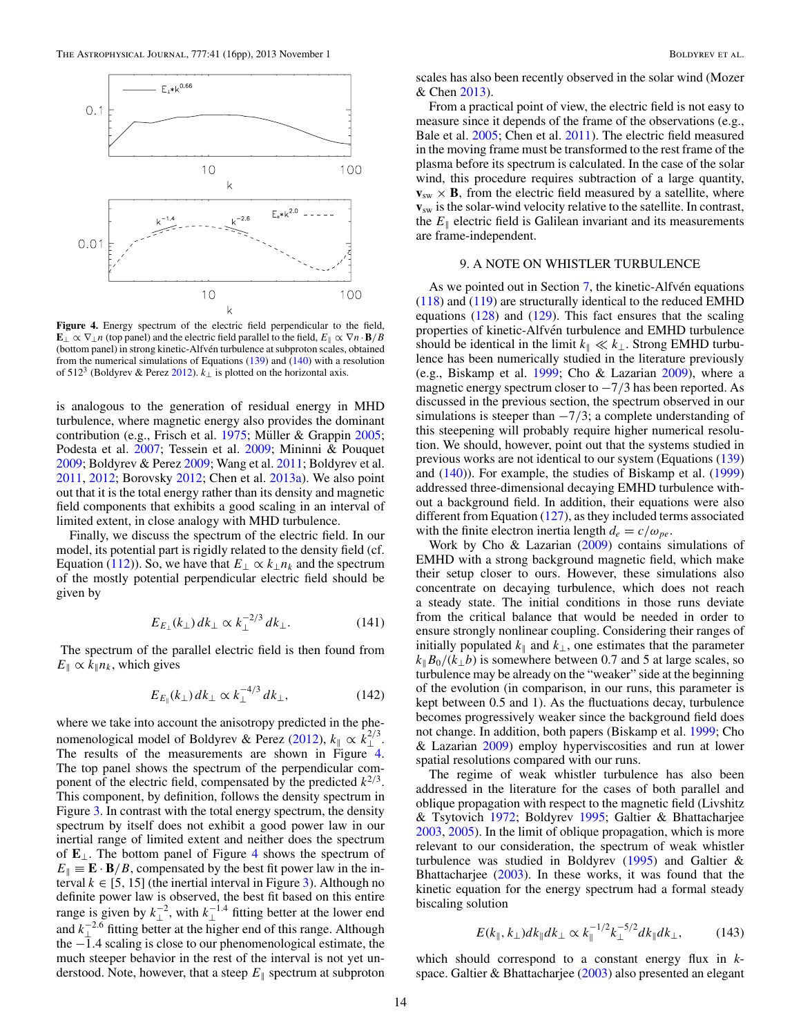**Figure 4.** Energy spectrum of the electric field perpendicular to the field, $\mathbf{E}_\perp \propto \nabla_\perp n$ (top panel) and the electric field parallel to the field, $E_\parallel \propto \nabla n \cdot \mathbf{B}/B$ (bottom panel) in strong kinetic-Alfvén turbulence at subproton scales, obtained from the numerical simulations of Equations (139) and (140) with a resolution of $512^3$ (Boldyrev & Perez 2012). $k_\perp$ is plotted on the horizontal axis.

is analogous to the generation of residual energy in MHD turbulence, where magnetic energy also provides the dominant contribution (e.g., Frisch et al. 1975; Müller & Grappin 2005; Podesta et al. 2007; Tessein et al. 2009; Mininni & Pouquet 2009; Boldyrev & Perez 2009; Wang et al. 2011; Boldyrev et al. 2011, 2012; Borovsky 2012; Chen et al. 2013a). We also point out that it is the total energy rather than its density and magnetic field components that exhibits a good scaling in an interval of limited extent, in close analogy with MHD turbulence.

Finally, we discuss the spectrum of the electric field. In our model, its potential part is rigidly related to the density field (cf. Equation (112)). So, we have that $E_\perp \propto k_\perp n_k$ and the spectrum of the mostly potential perpendicular electric field should be given by

$$E_{E_\perp}(k_\perp)\, dk_\perp \propto k_\perp^{-2/3}\, dk_\perp. \tag{141}$$

The spectrum of the parallel electric field is then found from $E_\parallel \propto k_\parallel n_k$, which gives

$$E_{E_\parallel}(k_\perp)\, dk_\perp \propto k_\perp^{-4/3}\, dk_\perp, \tag{142}$$

where we take into account the anisotropy predicted in the phenomenological model of Boldyrev & Perez (2012), $k_\parallel \propto k_\perp^{2/3}$. The results of the measurements are shown in Figure 4. The top panel shows the spectrum of the perpendicular component of the electric field, compensated by the predicted $k^{2/3}$. This component, by definition, follows the density spectrum in Figure 3. In contrast with the total energy spectrum, the density spectrum by itself does not exhibit a good power law in our inertial range of limited extent and neither does the spectrum of $\mathbf{E}_\perp$. The bottom panel of Figure 4 shows the spectrum of $E_\parallel \equiv \mathbf{E} \cdot \mathbf{B}/B$, compensated by the best fit power law in the interval $k \in [5, 15]$ (the inertial interval in Figure 3). Although no definite power law is observed, the best fit based on this entire range is given by $k_\perp^{-2}$, with $k_\perp^{-1.4}$ fitting better at the lower end and $k_\perp^{-2.6}$ fitting better at the higher end of this range. Although the $-1.4$ scaling is close to our phenomenological estimate, the much steeper behavior in the rest of the interval is not yet understood. Note, however, that a steep $E_\parallel$ spectrum at subproton scales has also been recently observed in the solar wind (Mozer & Chen 2013).

From a practical point of view, the electric field is not easy to measure since it depends of the frame of the observations (e.g., Bale et al. 2005; Chen et al. 2011). The electric field measured in the moving frame must be transformed to the rest frame of the plasma before its spectrum is calculated. In the case of the solar wind, this procedure requires subtraction of a large quantity, $\mathbf{v}_{sw} \times \mathbf{B}$, from the electric field measured by a satellite, where $\mathbf{v}_{sw}$ is the solar-wind velocity relative to the satellite. In contrast, the $E_\parallel$ electric field is Galilean invariant and its measurements are frame-independent.

## 9. A NOTE ON WHISTLER TURBULENCE

As we pointed out in Section 7, the kinetic-Alfvén equations (118) and (119) are structurally identical to the reduced EMHD equations (128) and (129). This fact ensures that the scaling properties of kinetic-Alfvén turbulence and EMHD turbulence should be identical in the limit $k_\parallel \ll k_\perp$. Strong EMHD turbulence has been numerically studied in the literature previously (e.g., Biskamp et al. 1999; Cho & Lazarian 2009), where a magnetic energy spectrum closer to $-7/3$ has been reported. As discussed in the previous section, the spectrum observed in our simulations is steeper than $-7/3$; a complete understanding of this steepening will probably require higher numerical resolution. We should, however, point out that the systems studied in previous works are not identical to our system (Equations (139) and (140)). For example, the studies of Biskamp et al. (1999) addressed three-dimensional decaying EMHD turbulence without a background field. In addition, their equations were also different from Equation (127), as they included terms associated with the finite electron inertia length $d_e = c/\omega_{pe}$.

Work by Cho & Lazarian (2009) contains simulations of EMHD with a strong background magnetic field, which make their setup closer to ours. However, these simulations also concentrate on decaying turbulence, which does not reach a steady state. The initial conditions in those runs deviate from the critical balance that would be needed in order to ensure strongly nonlinear coupling. Considering their ranges of initially populated $k_\parallel$ and $k_\perp$, one estimates that the parameter $k_\parallel B_0/(k_\perp b)$ is somewhere between 0.7 and 5 at large scales, so turbulence may be already on the "weaker" side at the beginning of the evolution (in comparison, in our runs, this parameter is kept between 0.5 and 1). As the fluctuations decay, turbulence becomes progressively weaker since the background field does not change. In addition, both papers (Biskamp et al. 1999; Cho & Lazarian 2009) employ hyperviscosities and run at lower spatial resolutions compared with our runs.

The regime of weak whistler turbulence has also been addressed in the literature for the cases of both parallel and oblique propagation with respect to the magnetic field (Livshitz & Tsytovich 1972; Boldyrev 1995; Galtier & Bhattacharjee 2003, 2005). In the limit of oblique propagation, which is more relevant to our consideration, the spectrum of weak whistler turbulence was studied in Boldyrev (1995) and Galtier & Bhattacharjee (2003). In these works, it was found that the kinetic equation for the energy spectrum had a formal steady biscaling solution

$$E(k_\parallel, k_\perp) dk_\parallel dk_\perp \propto k_\parallel^{-1/2} k_\perp^{-5/2} dk_\parallel dk_\perp, \tag{143}$$

which should correspond to a constant energy flux in $k$-space. Galtier & Bhattacharjee (2003) also presented an elegant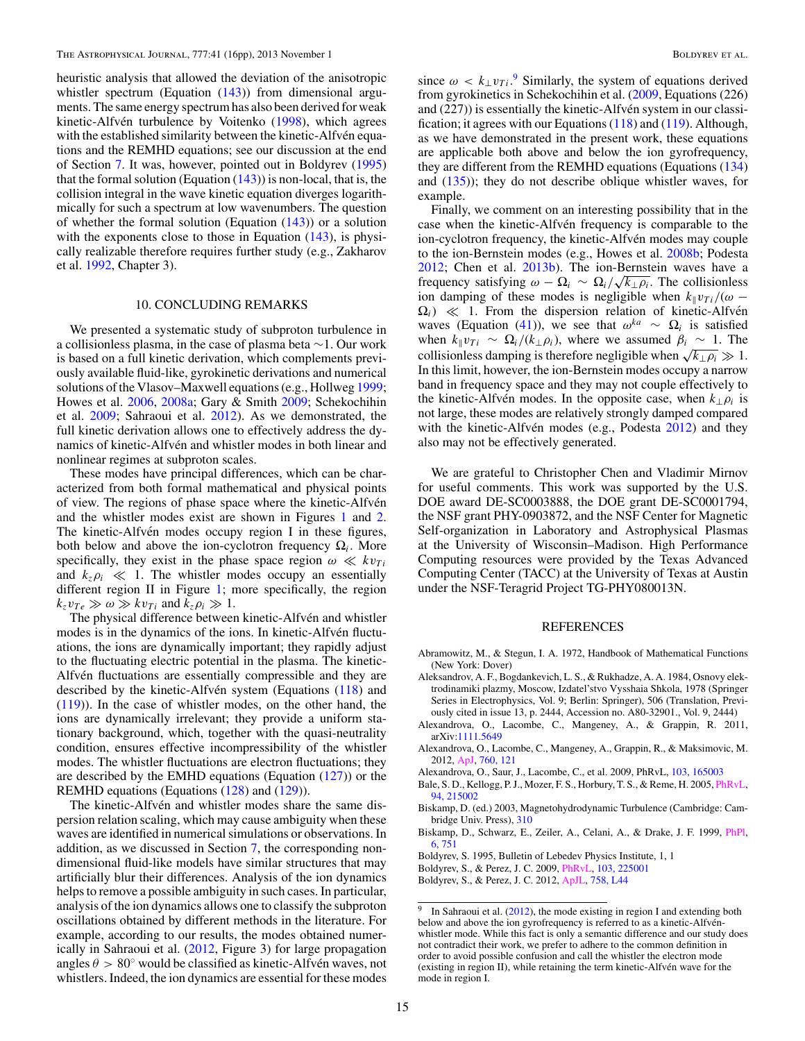heuristic analysis that allowed the deviation of the anisotropic whistler spectrum (Equation (143)) from dimensional arguments. The same energy spectrum has also been derived for weak kinetic-Alfvén turbulence by Voitenko (1998), which agrees with the established similarity between the kinetic-Alfvén equations and the REMHD equations; see our discussion at the end of Section 7. It was, however, pointed out in Boldyrev (1995) that the formal solution (Equation (143)) is non-local, that is, the collision integral in the wave kinetic equation diverges logarithmically for such a spectrum at low wavenumbers. The question of whether the formal solution (Equation (143)) or a solution with the exponents close to those in Equation (143), is physically realizable therefore requires further study (e.g., Zakharov et al. 1992, Chapter 3).

## 10. CONCLUDING REMARKS

We presented a systematic study of subproton turbulence in a collisionless plasma, in the case of plasma beta ∼1. Our work is based on a full kinetic derivation, which complements previously available fluid-like, gyrokinetic derivations and numerical solutions of the Vlasov–Maxwell equations (e.g., Hollweg 1999; Howes et al. 2006, 2008a; Gary & Smith 2009; Schekochihin et al. 2009; Sahraoui et al. 2012). As we demonstrated, the full kinetic derivation allows one to effectively address the dynamics of kinetic-Alfvén and whistler modes in both linear and nonlinear regimes at subproton scales.

These modes have principal differences, which can be characterized from both formal mathematical and physical points of view. The regions of phase space where the kinetic-Alfvén and the whistler modes exist are shown in Figures 1 and 2. The kinetic-Alfvén modes occupy region I in these figures, both below and above the ion-cyclotron frequency $\Omega_i$. More specifically, they exist in the phase space region $\omega \ll kv_{Ti}$ and $k_z\rho_i \ll 1$. The whistler modes occupy an essentially different region II in Figure 1; more specifically, the region $k_z v_{Te} \gg \omega \gg kv_{Ti}$ and $k_z\rho_i \gg 1$.

The physical difference between kinetic-Alfvén and whistler modes is in the dynamics of the ions. In kinetic-Alfvén fluctuations, the ions are dynamically important; they rapidly adjust to the fluctuating electric potential in the plasma. The kinetic-Alfvén fluctuations are essentially compressible and they are described by the kinetic-Alfvén system (Equations (118) and (119)). In the case of whistler modes, on the other hand, the ions are dynamically irrelevant; they provide a uniform stationary background, which, together with the quasi-neutrality condition, ensures effective incompressibility of the whistler modes. The whistler fluctuations are electron fluctuations; they are described by the EMHD equations (Equation (127)) or the REMHD equations (Equations (128) and (129)).

The kinetic-Alfvén and whistler modes share the same dispersion relation scaling, which may cause ambiguity when these waves are identified in numerical simulations or observations. In addition, as we discussed in Section 7, the corresponding non-dimensional fluid-like models have similar structures that may artificially blur their differences. Analysis of the ion dynamics helps to remove a possible ambiguity in such cases. In particular, analysis of the ion dynamics allows one to classify the subproton oscillations obtained by different methods in the literature. For example, according to our results, the modes obtained numerically in Sahraoui et al. (2012, Figure 3) for large propagation angles $\theta > 80^\circ$ would be classified as kinetic-Alfvén waves, not whistlers. Indeed, the ion dynamics are essential for these modes since $\omega < k_\perp v_{Ti}$.[9] Similarly, the system of equations derived from gyrokinetics in Schekochihin et al. (2009, Equations (226) and (227)) is essentially the kinetic-Alfvén system in our classification; it agrees with our Equations (118) and (119). Although, as we have demonstrated in the present work, these equations are applicable both above and below the ion gyrofrequency, they are different from the REMHD equations (Equations (134) and (135)); they do not describe oblique whistler waves, for example.

Finally, we comment on an interesting possibility that in the case when the kinetic-Alfvén frequency is comparable to the ion-cyclotron frequency, the kinetic-Alfvén modes may couple to the ion-Bernstein modes (e.g., Howes et al. 2008b; Podesta 2012; Chen et al. 2013b). The ion-Bernstein waves have a frequency satisfying $\omega - \Omega_i \sim \Omega_i/\sqrt{k_\perp\rho_i}$. The collisionless ion damping of these modes is negligible when $k_\| v_{Ti}/(\omega - \Omega_i) \ll 1$. From the dispersion relation of kinetic-Alfvén waves (Equation (41)), we see that $\omega^{ka} \sim \Omega_i$ is satisfied when $k_\| v_{Ti} \sim \Omega_i/(k_\perp\rho_i)$, where we assumed $\beta_i \sim 1$. The collisionless damping is therefore negligible when $\sqrt{k_\perp\rho_i} \gg 1$. In this limit, however, the ion-Bernstein modes occupy a narrow band in frequency space and they may not couple effectively to the kinetic-Alfvén modes. In the opposite case, when $k_\perp\rho_i$ is not large, these modes are relatively strongly damped compared with the kinetic-Alfvén modes (e.g., Podesta 2012) and they also may not be effectively generated.

We are grateful to Christopher Chen and Vladimir Mirnov for useful comments. This work was supported by the U.S. DOE award DE-SC0003888, the DOE grant DE-SC0001794, the NSF grant PHY-0903872, and the NSF Center for Magnetic Self-organization in Laboratory and Astrophysical Plasmas at the University of Wisconsin–Madison. High Performance Computing resources were provided by the Texas Advanced Computing Center (TACC) at the University of Texas at Austin under the NSF-Teragrid Project TG-PHY080013N.

## REFERENCES

Abramowitz, M., & Stegun, I. A. 1972, Handbook of Mathematical Functions (New York: Dover)

Aleksandrov, A. F., Bogdankevich, L. S., & Rukhadze, A. A. 1984, Osnovy elektrodinamiki plazmy, Moscow, Izdatel'stvo Vysshaia Shkola, 1978 (Springer Series in Electrophysics, Vol. 9; Berlin: Springer), 506 (Translation, Previously cited in issue 13, p. 2444, Accession no. A80-32901., Vol. 9, 2444)

Alexandrova, O., Lacombe, C., Mangeney, A., & Grappin, R. 2011, arXiv:1111.5649

Alexandrova, O., Lacombe, C., Mangeney, A., Grappin, R., & Maksimovic, M. 2012, ApJ, 760, 121

Alexandrova, O., Saur, J., Lacombe, C., et al. 2009, PhRvL, 103, 165003

Bale, S. D., Kellogg, P. J., Mozer, F. S., Horbury, T. S., & Reme, H. 2005, PhRvL, 94, 215002

Biskamp, D. (ed.) 2003, Magnetohydrodynamic Turbulence (Cambridge: Cambridge Univ. Press), 310

Biskamp, D., Schwarz, E., Zeiler, A., Celani, A., & Drake, J. F. 1999, PhPl, 6, 751

Boldyrev, S. 1995, Bulletin of Lebedev Physics Institute, 1, 1

Boldyrev, S., & Perez, J. C. 2009, PhRvL, 103, 225001

Boldyrev, S., & Perez, J. C. 2012, ApJL, 758, L44

[9] In Sahraoui et al. (2012), the mode existing in region I and extending both below and above the ion gyrofrequency is referred to as a kinetic-Alfvén-whistler mode. While this fact is only a semantic difference and our study does not contradict their work, we prefer to adhere to the common definition in order to avoid possible confusion and call the whistler the electron mode (existing in region II), while retaining the term kinetic-Alfvén wave for the mode in region I.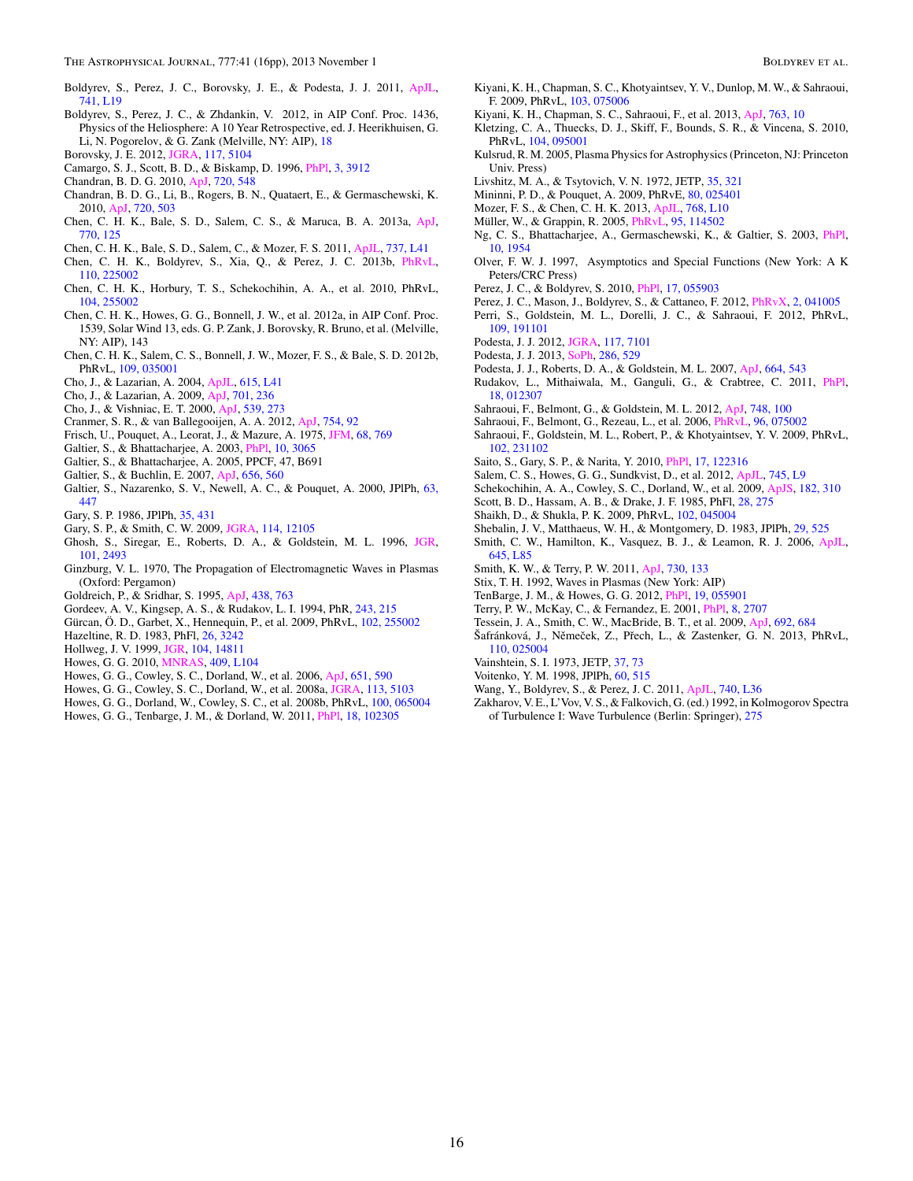Boldyrev, S., Perez, J. C., Borovsky, J. E., & Podesta, J. J. 2011, ApJL, 741, L19

Boldyrev, S., Perez, J. C., & Zhdankin, V. 2012, in AIP Conf. Proc. 1436, Physics of the Heliosphere: A 10 Year Retrospective, ed. J. Heerikhuisen, G. Li, N. Pogorelov, & G. Zank (Melville, NY: AIP), 18

Borovsky, J. E. 2012, JGRA, 117, 5104

Camargo, S. J., Scott, B. D., & Biskamp, D. 1996, PhPl, 3, 3912

Chandran, B. D. G. 2010, ApJ, 720, 548

Chandran, B. D. G., Li, B., Rogers, B. N., Quataert, E., & Germaschewski, K. 2010, ApJ, 720, 503

Chen, C. H. K., Bale, S. D., Salem, C. S., & Maruca, B. A. 2013a, ApJ, 770, 125

Chen, C. H. K., Bale, S. D., Salem, C., & Mozer, F. S. 2011, ApJL, 737, L41

Chen, C. H. K., Boldyrev, S., Xia, Q., & Perez, J. C. 2013b, PhRvL, 110, 225002

Chen, C. H. K., Horbury, T. S., Schekochihin, A. A., et al. 2010, PhRvL, 104, 255002

Chen, C. H. K., Howes, G. G., Bonnell, J. W., et al. 2012a, in AIP Conf. Proc. 1539, Solar Wind 13, eds. G. P. Zank, J. Borovsky, R. Bruno, et al. (Melville, NY: AIP), 143

Chen, C. H. K., Salem, C. S., Bonnell, J. W., Mozer, F. S., & Bale, S. D. 2012b, PhRvL, 109, 035001

Cho, J., & Lazarian, A. 2004, ApJL, 615, L41

Cho, J., & Lazarian, A. 2009, ApJ, 701, 236

Cho, J., & Vishniac, E. T. 2000, ApJ, 539, 273

Cranmer, S. R., & van Ballegooijen, A. A. 2012, ApJ, 754, 92

Frisch, U., Pouquet, A., Leorat, J., & Mazure, A. 1975, JFM, 68, 769

Galtier, S., & Bhattacharjee, A. 2003, PhPl, 10, 3065

Galtier, S., & Bhattacharjee, A. 2005, PPCF, 47, B691

Galtier, S., & Buchlin, E. 2007, ApJ, 656, 560

Galtier, S., Nazarenko, S. V., Newell, A. C., & Pouquet, A. 2000, JPlPh, 63, 447

Gary, S. P. 1986, JPlPh, 35, 431

Gary, S. P., & Smith, C. W. 2009, JGRA, 114, 12105

Ghosh, S., Siregar, E., Roberts, D. A., & Goldstein, M. L. 1996, JGR, 101, 2493

Ginzburg, V. L. 1970, The Propagation of Electromagnetic Waves in Plasmas (Oxford: Pergamon)

Goldreich, P., & Sridhar, S. 1995, ApJ, 438, 763

Gordeev, A. V., Kingsep, A. S., & Rudakov, L. I. 1994, PhR, 243, 215

Gürcan, Ö. D., Garbet, X., Hennequin, P., et al. 2009, PhRvL, 102, 255002

Hazeltine, R. D. 1983, PhFl, 26, 3242

Hollweg, J. V. 1999, JGR, 104, 14811

Howes, G. G. 2010, MNRAS, 409, L104

Howes, G. G., Cowley, S. C., Dorland, W., et al. 2006, ApJ, 651, 590

Howes, G. G., Cowley, S. C., Dorland, W., et al. 2008a, JGRA, 113, 5103

Howes, G. G., Dorland, W., Cowley, S. C., et al. 2008b, PhRvL, 100, 065004

Howes, G. G., Tenbarge, J. M., & Dorland, W. 2011, PhPl, 18, 102305

Kiyani, K. H., Chapman, S. C., Khotyaintsev, Y. V., Dunlop, M. W., & Sahraoui, F. 2009, PhRvL, 103, 075006

Kiyani, K. H., Chapman, S. C., Sahraoui, F., et al. 2013, ApJ, 763, 10

Kletzing, C. A., Thuecks, D. J., Skiff, F., Bounds, S. R., & Vincena, S. 2010, PhRvL, 104, 095001

Kulsrud, R. M. 2005, Plasma Physics for Astrophysics (Princeton, NJ: Princeton Univ. Press)

Livshitz, M. A., & Tsytovich, V. N. 1972, JETP, 35, 321

Mininni, P. D., & Pouquet, A. 2009, PhRvE, 80, 025401

Mozer, F. S., & Chen, C. H. K. 2013, ApJL, 768, L10

Müller, W., & Grappin, R. 2005, PhRvL, 95, 114502

Ng, C. S., Bhattacharjee, A., Germaschewski, K., & Galtier, S. 2003, PhPl, 10, 1954

Olver, F. W. J. 1997, Asymptotics and Special Functions (New York: A K Peters/CRC Press)

Perez, J. C., & Boldyrev, S. 2010, PhPl, 17, 055903

Perez, J. C., Mason, J., Boldyrev, S., & Cattaneo, F. 2012, PhRvX, 2, 041005

Perri, S., Goldstein, M. L., Dorelli, J. C., & Sahraoui, F. 2012, PhRvL, 109, 191101

Podesta, J. J. 2012, JGRA, 117, 7101

Podesta, J. J. 2013, SoPh, 286, 529

Podesta, J. J., Roberts, D. A., & Goldstein, M. L. 2007, ApJ, 664, 543

Rudakov, L., Mithaiwala, M., Ganguli, G., & Crabtree, C. 2011, PhPl, 18, 012307

Sahraoui, F., Belmont, G., & Goldstein, M. L. 2012, ApJ, 748, 100

Sahraoui, F., Belmont, G., Rezeau, L., et al. 2006, PhRvL, 96, 075002

Sahraoui, F., Goldstein, M. L., Robert, P., & Khotyaintsev, Y. V. 2009, PhRvL, 102, 231102

Saito, S., Gary, S. P., & Narita, Y. 2010, PhPl, 17, 122316

Salem, C. S., Howes, G. G., Sundkvist, D., et al. 2012, ApJL, 745, L9

Schekochihin, A. A., Cowley, S. C., Dorland, W., et al. 2009, ApJS, 182, 310

Scott, B. D., Hassam, A. B., & Drake, J. F. 1985, PhFl, 28, 275

Shaikh, D., & Shukla, P. K. 2009, PhRvL, 102, 045004

Shebalin, J. V., Matthaeus, W. H., & Montgomery, D. 1983, JPlPh, 29, 525

Smith, C. W., Hamilton, K., Vasquez, B. J., & Leamon, R. J. 2006, ApJL, 645, L85

Smith, K. W., & Terry, P. W. 2011, ApJ, 730, 133

Stix, T. H. 1992, Waves in Plasmas (New York: AIP)

TenBarge, J. M., & Howes, G. G. 2012, PhPl, 19, 055901

Terry, P. W., McKay, C., & Fernandez, E. 2001, PhPl, 8, 2707

Tessein, J. A., Smith, C. W., MacBride, B. T., et al. 2009, ApJ, 692, 684

Šafránková, J., Němeček, Z., Přech, L., & Zastenker, G. N. 2013, PhRvL, 110, 025004

Vainshtein, S. I. 1973, JETP, 37, 73

Voitenko, Y. M. 1998, JPlPh, 60, 515

Wang, Y., Boldyrev, S., & Perez, J. C. 2011, ApJL, 740, L36

Zakharov, V. E., L'Vov, V. S., & Falkovich, G. (ed.) 1992, in Kolmogorov Spectra of Turbulence I: Wave Turbulence (Berlin: Springer), 275